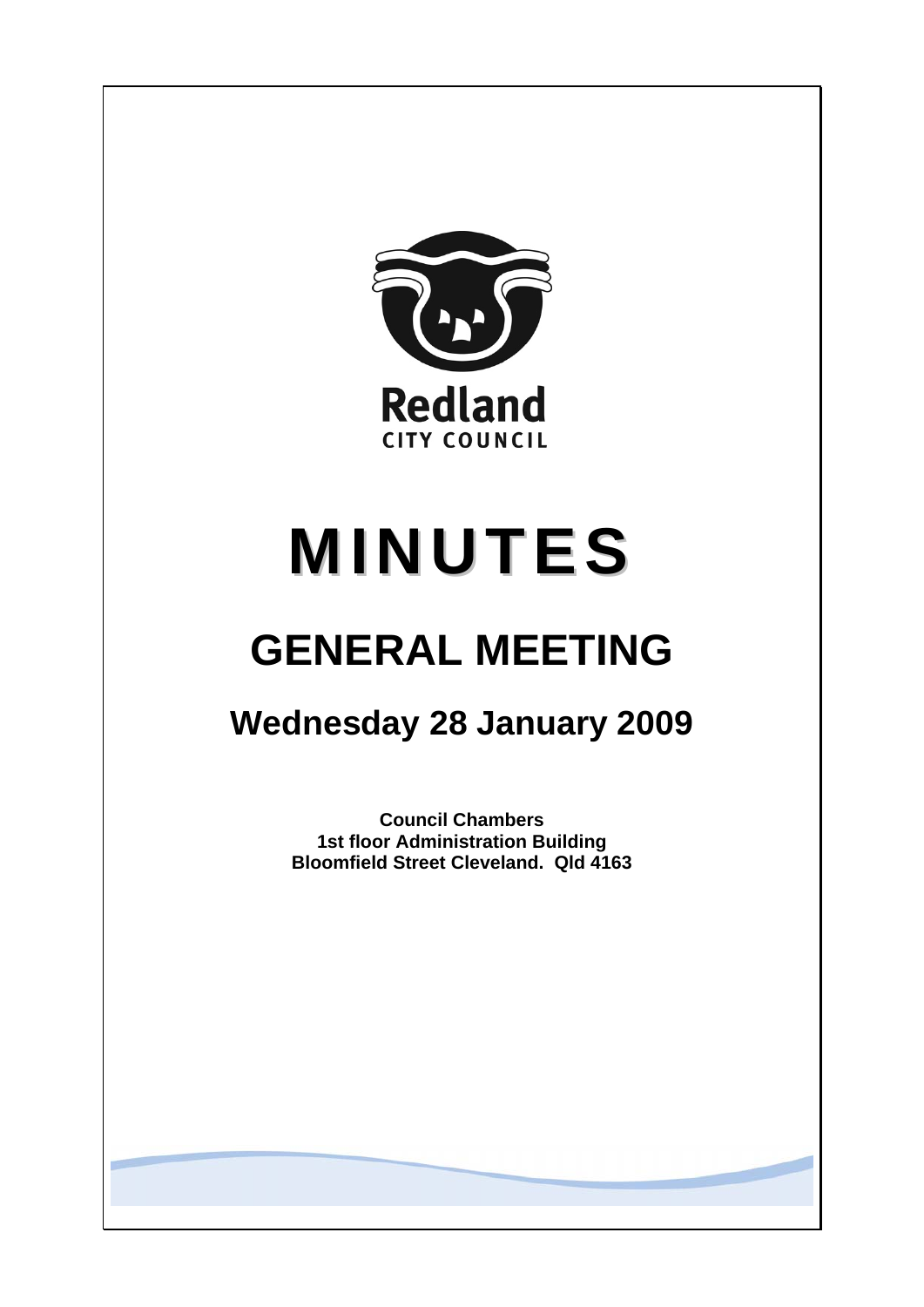Redland

CITY COUNCIL

# MINUTES

# GENERAL MEETING

## Wednesday 28 January 2009

**Council Chambers**
**1st floor Administration Building**
**Bloomfield Street Cleveland. Qld 4163**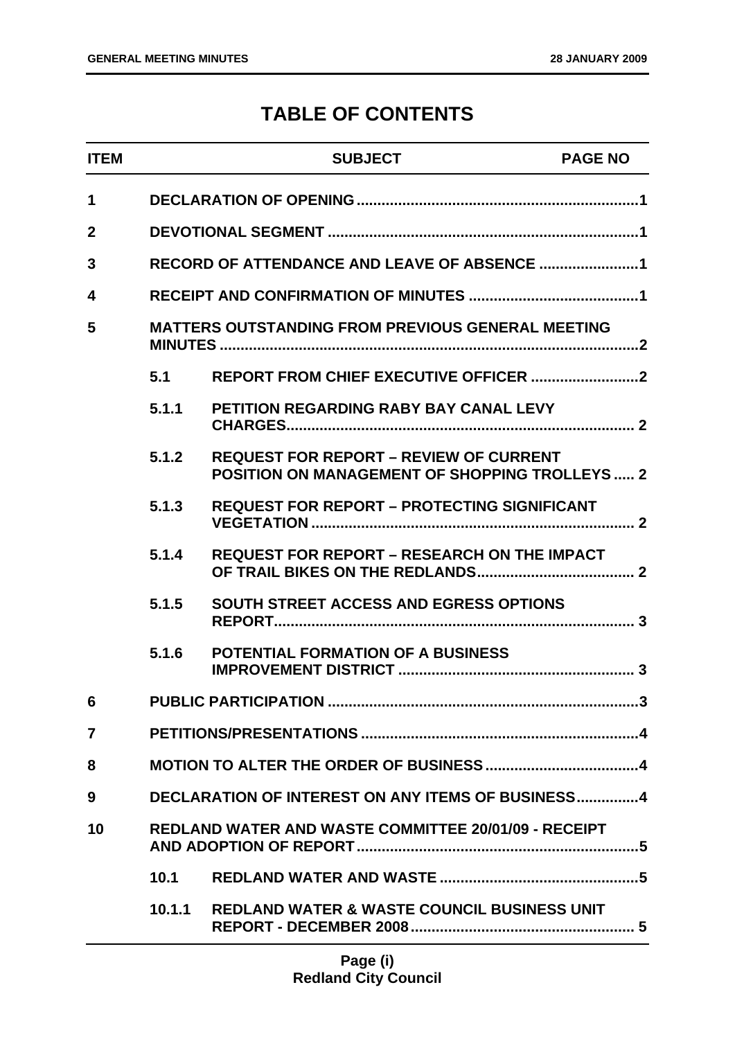# TABLE OF CONTENTS

| ITEM | | SUBJECT | PAGE NO |
|---|---|---|---|
| 1 | | DECLARATION OF OPENING | 1 |
| 2 | | DEVOTIONAL SEGMENT | 1 |
| 3 | | RECORD OF ATTENDANCE AND LEAVE OF ABSENCE | 1 |
| 4 | | RECEIPT AND CONFIRMATION OF MINUTES | 1 |
| 5 | | MATTERS OUTSTANDING FROM PREVIOUS GENERAL MEETING MINUTES | 2 |
| | 5.1 | REPORT FROM CHIEF EXECUTIVE OFFICER | 2 |
| | 5.1.1 | PETITION REGARDING RABY BAY CANAL LEVY CHARGES | 2 |
| | 5.1.2 | REQUEST FOR REPORT – REVIEW OF CURRENT POSITION ON MANAGEMENT OF SHOPPING TROLLEYS | 2 |
| | 5.1.3 | REQUEST FOR REPORT – PROTECTING SIGNIFICANT VEGETATION | 2 |
| | 5.1.4 | REQUEST FOR REPORT – RESEARCH ON THE IMPACT OF TRAIL BIKES ON THE REDLANDS | 2 |
| | 5.1.5 | SOUTH STREET ACCESS AND EGRESS OPTIONS REPORT | 3 |
| | 5.1.6 | POTENTIAL FORMATION OF A BUSINESS IMPROVEMENT DISTRICT | 3 |
| 6 | | PUBLIC PARTICIPATION | 3 |
| 7 | | PETITIONS/PRESENTATIONS | 4 |
| 8 | | MOTION TO ALTER THE ORDER OF BUSINESS | 4 |
| 9 | | DECLARATION OF INTEREST ON ANY ITEMS OF BUSINESS | 4 |
| 10 | | REDLAND WATER AND WASTE COMMITTEE 20/01/09 - RECEIPT AND ADOPTION OF REPORT | 5 |
| | 10.1 | REDLAND WATER AND WASTE | 5 |
| | 10.1.1 | REDLAND WATER & WASTE COUNCIL BUSINESS UNIT REPORT - DECEMBER 2008 | 5 |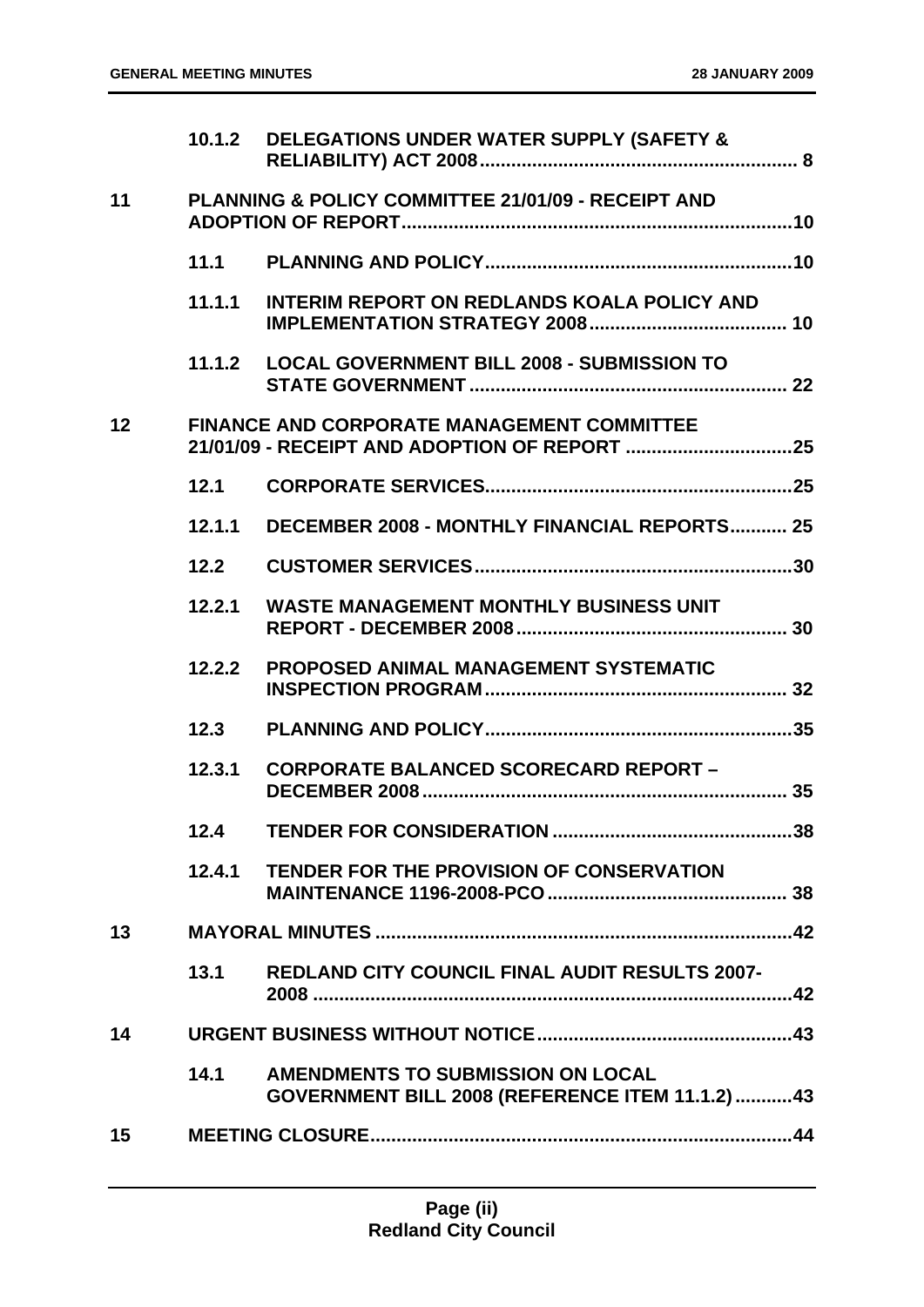| | | |
|---|---|---|
| | **10.1.2** | **DELEGATIONS UNDER WATER SUPPLY (SAFETY & RELIABILITY) ACT 2008 ........ 8** |
| **11** | | **PLANNING & POLICY COMMITTEE 21/01/09 - RECEIPT AND ADOPTION OF REPORT ........ 10** |
| | **11.1** | **PLANNING AND POLICY ........ 10** |
| | **11.1.1** | **INTERIM REPORT ON REDLANDS KOALA POLICY AND IMPLEMENTATION STRATEGY 2008 ........ 10** |
| | **11.1.2** | **LOCAL GOVERNMENT BILL 2008 - SUBMISSION TO STATE GOVERNMENT ........ 22** |
| **12** | | **FINANCE AND CORPORATE MANAGEMENT COMMITTEE 21/01/09 - RECEIPT AND ADOPTION OF REPORT ........ 25** |
| | **12.1** | **CORPORATE SERVICES ........ 25** |
| | **12.1.1** | **DECEMBER 2008 - MONTHLY FINANCIAL REPORTS ........ 25** |
| | **12.2** | **CUSTOMER SERVICES ........ 30** |
| | **12.2.1** | **WASTE MANAGEMENT MONTHLY BUSINESS UNIT REPORT - DECEMBER 2008 ........ 30** |
| | **12.2.2** | **PROPOSED ANIMAL MANAGEMENT SYSTEMATIC INSPECTION PROGRAM ........ 32** |
| | **12.3** | **PLANNING AND POLICY ........ 35** |
| | **12.3.1** | **CORPORATE BALANCED SCORECARD REPORT – DECEMBER 2008 ........ 35** |
| | **12.4** | **TENDER FOR CONSIDERATION ........ 38** |
| | **12.4.1** | **TENDER FOR THE PROVISION OF CONSERVATION MAINTENANCE 1196-2008-PCO ........ 38** |
| **13** | | **MAYORAL MINUTES ........ 42** |
| | **13.1** | **REDLAND CITY COUNCIL FINAL AUDIT RESULTS 2007-2008 ........ 42** |
| **14** | | **URGENT BUSINESS WITHOUT NOTICE ........ 43** |
| | **14.1** | **AMENDMENTS TO SUBMISSION ON LOCAL GOVERNMENT BILL 2008 (REFERENCE ITEM 11.1.2) ........ 43** |
| **15** | | **MEETING CLOSURE ........ 44** |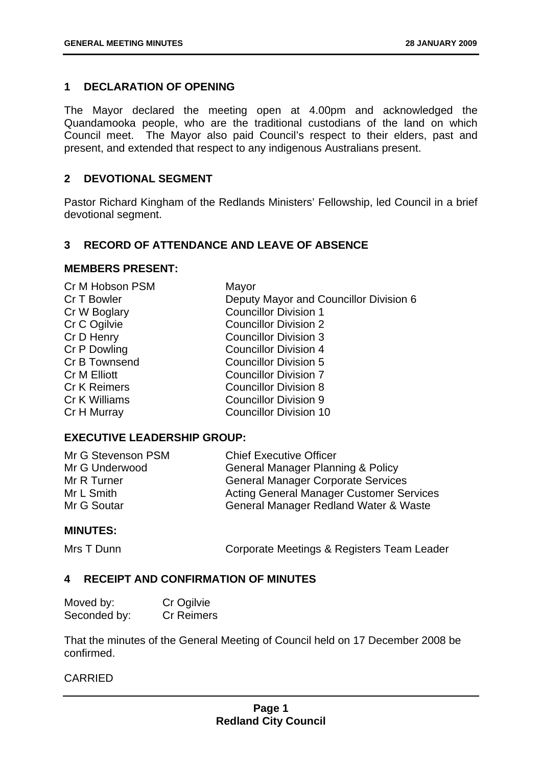## 1 DECLARATION OF OPENING

The Mayor declared the meeting open at 4.00pm and acknowledged the Quandamooka people, who are the traditional custodians of the land on which Council meet. The Mayor also paid Council's respect to their elders, past and present, and extended that respect to any indigenous Australians present.

## 2 DEVOTIONAL SEGMENT

Pastor Richard Kingham of the Redlands Ministers' Fellowship, led Council in a brief devotional segment.

## 3 RECORD OF ATTENDANCE AND LEAVE OF ABSENCE

### MEMBERS PRESENT:

| | |
|---|---|
| Cr M Hobson PSM | Mayor |
| Cr T Bowler | Deputy Mayor and Councillor Division 6 |
| Cr W Boglary | Councillor Division 1 |
| Cr C Ogilvie | Councillor Division 2 |
| Cr D Henry | Councillor Division 3 |
| Cr P Dowling | Councillor Division 4 |
| Cr B Townsend | Councillor Division 5 |
| Cr M Elliott | Councillor Division 7 |
| Cr K Reimers | Councillor Division 8 |
| Cr K Williams | Councillor Division 9 |
| Cr H Murray | Councillor Division 10 |

### EXECUTIVE LEADERSHIP GROUP:

| | |
|---|---|
| Mr G Stevenson PSM | Chief Executive Officer |
| Mr G Underwood | General Manager Planning & Policy |
| Mr R Turner | General Manager Corporate Services |
| Mr L Smith | Acting General Manager Customer Services |
| Mr G Soutar | General Manager Redland Water & Waste |

### MINUTES:

| | |
|---|---|
| Mrs T Dunn | Corporate Meetings & Registers Team Leader |

## 4 RECEIPT AND CONFIRMATION OF MINUTES

| | |
|---|---|
| Moved by: | Cr Ogilvie |
| Seconded by: | Cr Reimers |

That the minutes of the General Meeting of Council held on 17 December 2008 be confirmed.

CARRIED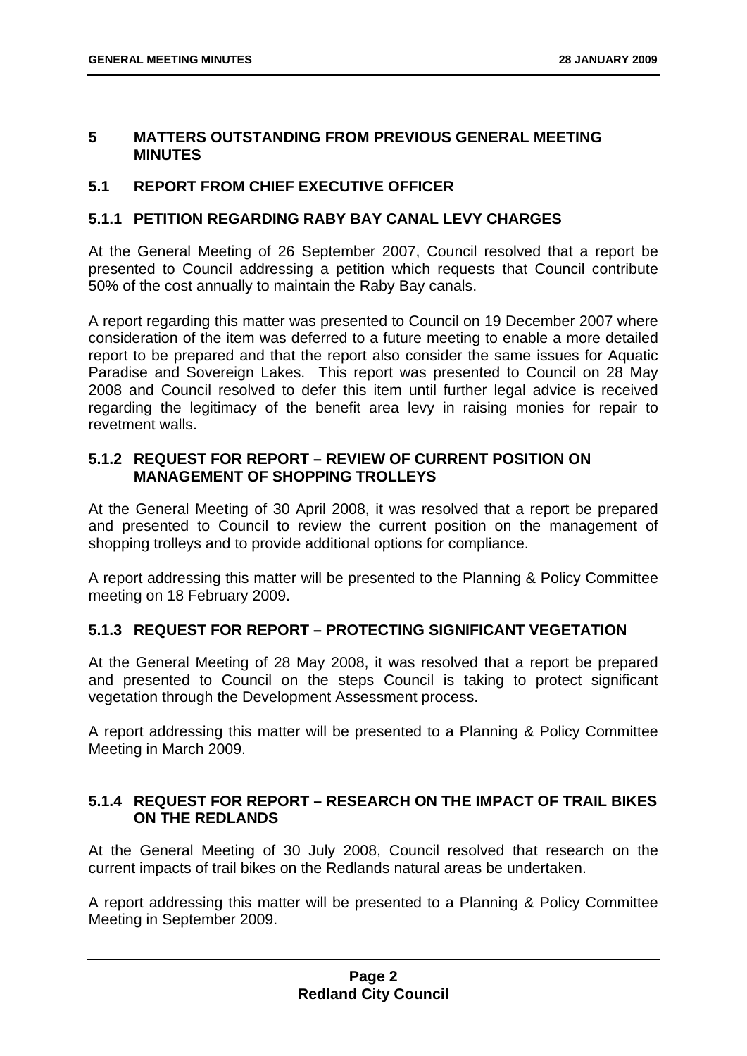## 5 MATTERS OUTSTANDING FROM PREVIOUS GENERAL MEETING MINUTES

### 5.1 REPORT FROM CHIEF EXECUTIVE OFFICER

#### 5.1.1 PETITION REGARDING RABY BAY CANAL LEVY CHARGES

At the General Meeting of 26 September 2007, Council resolved that a report be presented to Council addressing a petition which requests that Council contribute 50% of the cost annually to maintain the Raby Bay canals.

A report regarding this matter was presented to Council on 19 December 2007 where consideration of the item was deferred to a future meeting to enable a more detailed report to be prepared and that the report also consider the same issues for Aquatic Paradise and Sovereign Lakes. This report was presented to Council on 28 May 2008 and Council resolved to defer this item until further legal advice is received regarding the legitimacy of the benefit area levy in raising monies for repair to revetment walls.

#### 5.1.2 REQUEST FOR REPORT – REVIEW OF CURRENT POSITION ON MANAGEMENT OF SHOPPING TROLLEYS

At the General Meeting of 30 April 2008, it was resolved that a report be prepared and presented to Council to review the current position on the management of shopping trolleys and to provide additional options for compliance.

A report addressing this matter will be presented to the Planning & Policy Committee meeting on 18 February 2009.

#### 5.1.3 REQUEST FOR REPORT – PROTECTING SIGNIFICANT VEGETATION

At the General Meeting of 28 May 2008, it was resolved that a report be prepared and presented to Council on the steps Council is taking to protect significant vegetation through the Development Assessment process.

A report addressing this matter will be presented to a Planning & Policy Committee Meeting in March 2009.

#### 5.1.4 REQUEST FOR REPORT – RESEARCH ON THE IMPACT OF TRAIL BIKES ON THE REDLANDS

At the General Meeting of 30 July 2008, Council resolved that research on the current impacts of trail bikes on the Redlands natural areas be undertaken.

A report addressing this matter will be presented to a Planning & Policy Committee Meeting in September 2009.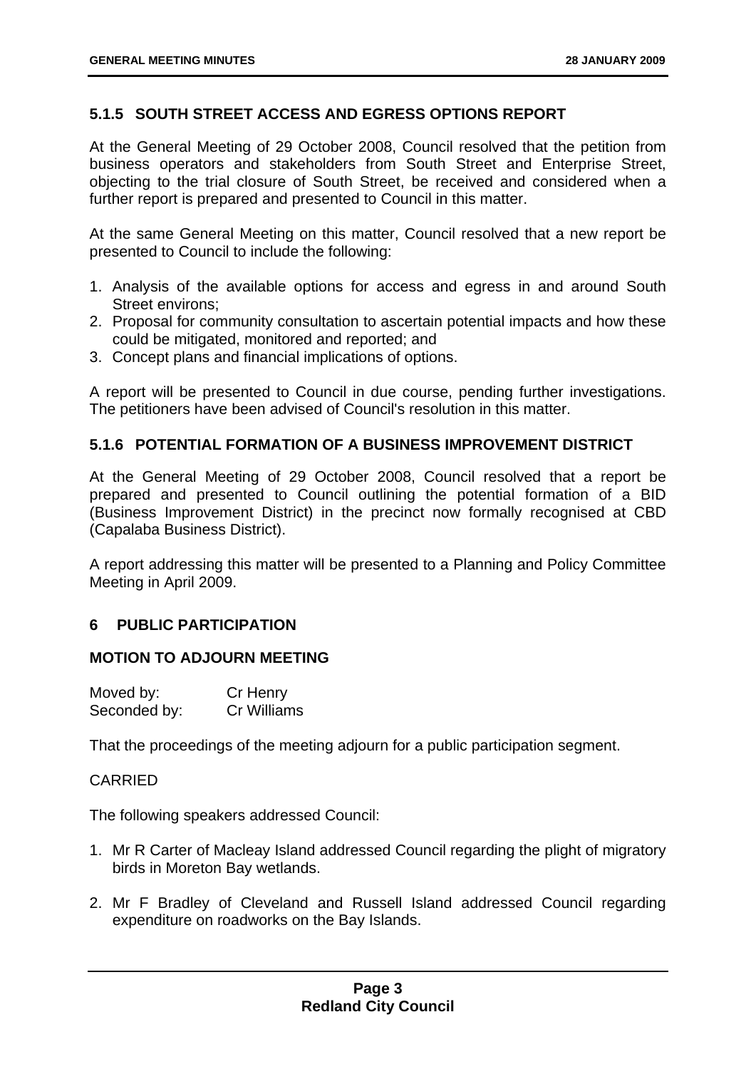### 5.1.5 SOUTH STREET ACCESS AND EGRESS OPTIONS REPORT

At the General Meeting of 29 October 2008, Council resolved that the petition from business operators and stakeholders from South Street and Enterprise Street, objecting to the trial closure of South Street, be received and considered when a further report is prepared and presented to Council in this matter.

At the same General Meeting on this matter, Council resolved that a new report be presented to Council to include the following:

1. Analysis of the available options for access and egress in and around South Street environs;
2. Proposal for community consultation to ascertain potential impacts and how these could be mitigated, monitored and reported; and
3. Concept plans and financial implications of options.

A report will be presented to Council in due course, pending further investigations. The petitioners have been advised of Council's resolution in this matter.

### 5.1.6 POTENTIAL FORMATION OF A BUSINESS IMPROVEMENT DISTRICT

At the General Meeting of 29 October 2008, Council resolved that a report be prepared and presented to Council outlining the potential formation of a BID (Business Improvement District) in the precinct now formally recognised at CBD (Capalaba Business District).

A report addressing this matter will be presented to a Planning and Policy Committee Meeting in April 2009.

## 6 PUBLIC PARTICIPATION

### MOTION TO ADJOURN MEETING

Moved by: Cr Henry
Seconded by: Cr Williams

That the proceedings of the meeting adjourn for a public participation segment.

CARRIED

The following speakers addressed Council:

1. Mr R Carter of Macleay Island addressed Council regarding the plight of migratory birds in Moreton Bay wetlands.
2. Mr F Bradley of Cleveland and Russell Island addressed Council regarding expenditure on roadworks on the Bay Islands.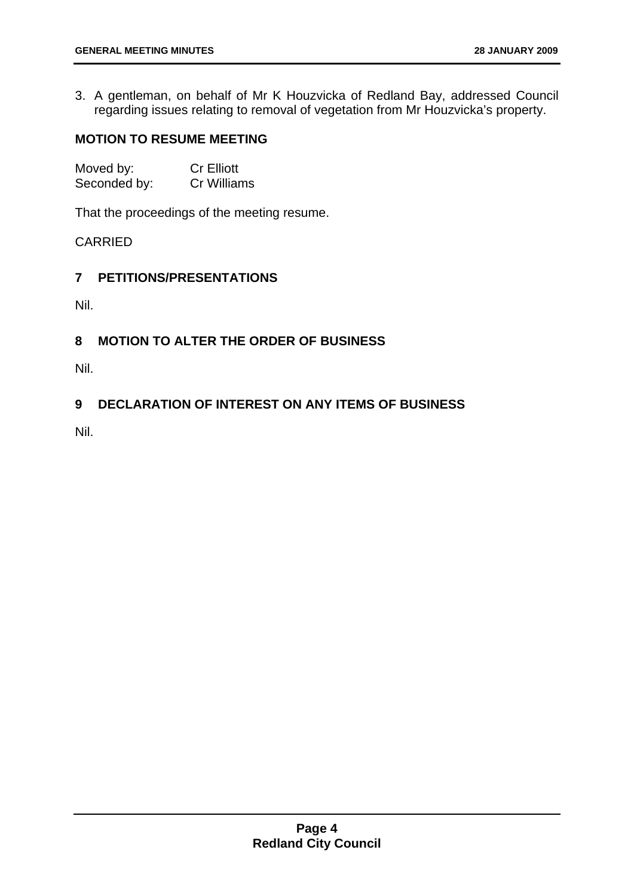3. A gentleman, on behalf of Mr K Houzvicka of Redland Bay, addressed Council regarding issues relating to removal of vegetation from Mr Houzvicka's property.

### MOTION TO RESUME MEETING

Moved by: Cr Elliott
Seconded by: Cr Williams

That the proceedings of the meeting resume.

CARRIED

## 7 PETITIONS/PRESENTATIONS

Nil.

## 8 MOTION TO ALTER THE ORDER OF BUSINESS

Nil.

## 9 DECLARATION OF INTEREST ON ANY ITEMS OF BUSINESS

Nil.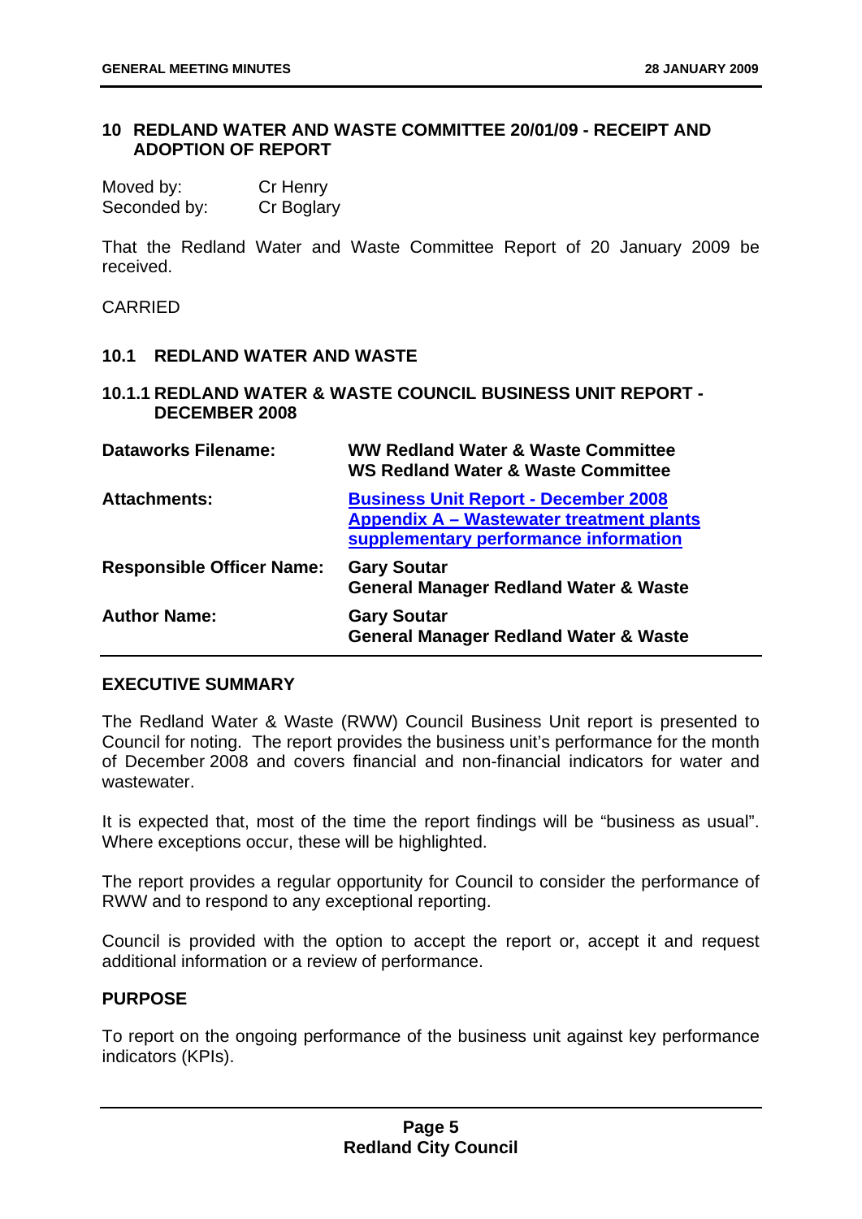## 10 REDLAND WATER AND WASTE COMMITTEE 20/01/09 - RECEIPT AND ADOPTION OF REPORT

| | |
|---|---|
| Moved by: | Cr Henry |
| Seconded by: | Cr Boglary |

That the Redland Water and Waste Committee Report of 20 January 2009 be received.

CARRIED

### 10.1 REDLAND WATER AND WASTE

#### 10.1.1 REDLAND WATER & WASTE COUNCIL BUSINESS UNIT REPORT - DECEMBER 2008

| | |
|---|---|
| **Dataworks Filename:** | **WW Redland Water & Waste Committee**<br>**WS Redland Water & Waste Committee** |
| **Attachments:** | **Business Unit Report - December 2008**<br>**Appendix A – Wastewater treatment plants supplementary performance information** |
| **Responsible Officer Name:** | **Gary Soutar**<br>**General Manager Redland Water & Waste** |
| **Author Name:** | **Gary Soutar**<br>**General Manager Redland Water & Waste** |

**EXECUTIVE SUMMARY**

The Redland Water & Waste (RWW) Council Business Unit report is presented to Council for noting. The report provides the business unit's performance for the month of December 2008 and covers financial and non-financial indicators for water and wastewater.

It is expected that, most of the time the report findings will be "business as usual". Where exceptions occur, these will be highlighted.

The report provides a regular opportunity for Council to consider the performance of RWW and to respond to any exceptional reporting.

Council is provided with the option to accept the report or, accept it and request additional information or a review of performance.

**PURPOSE**

To report on the ongoing performance of the business unit against key performance indicators (KPIs).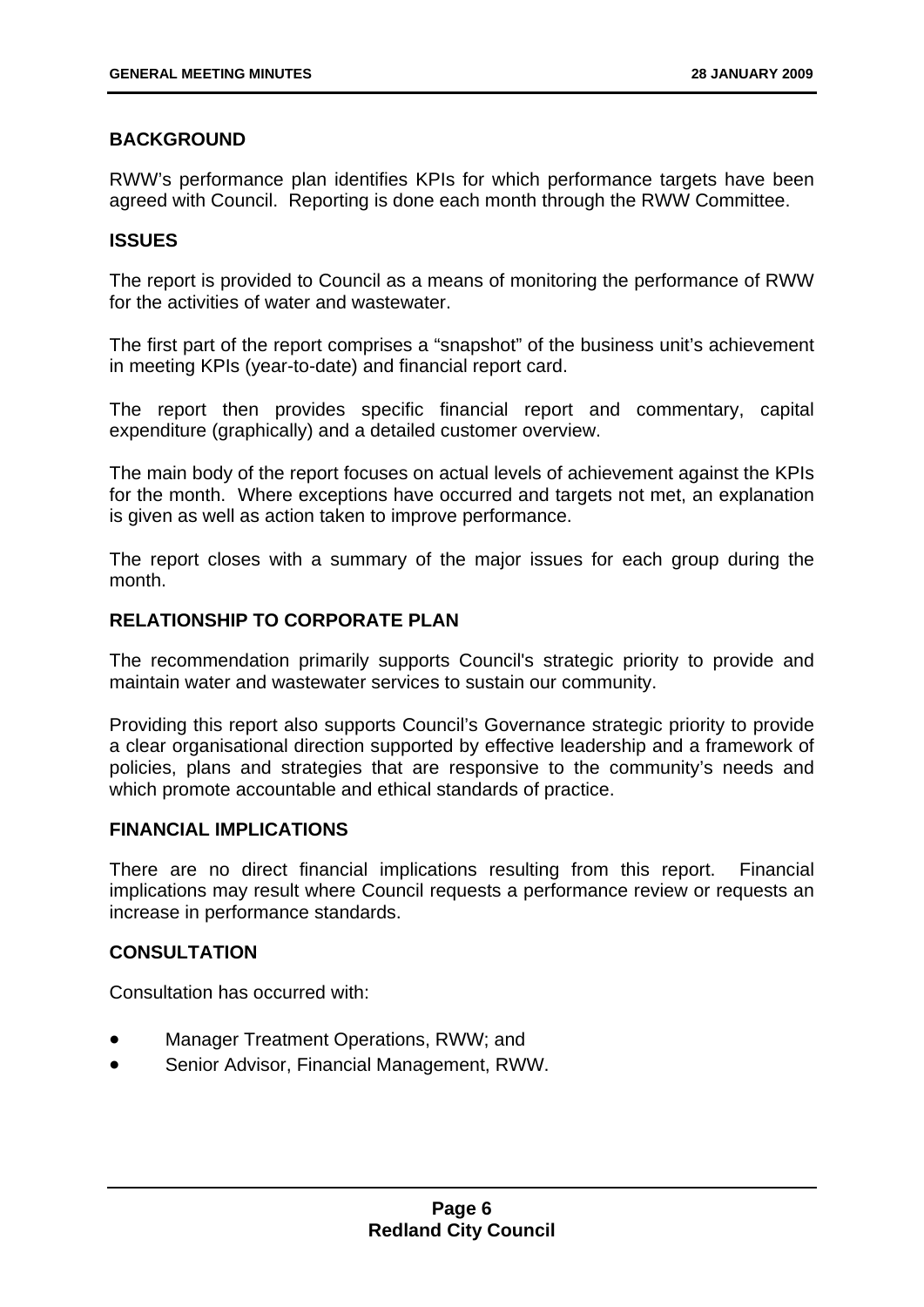## BACKGROUND

RWW's performance plan identifies KPIs for which performance targets have been agreed with Council. Reporting is done each month through the RWW Committee.

## ISSUES

The report is provided to Council as a means of monitoring the performance of RWW for the activities of water and wastewater.

The first part of the report comprises a "snapshot" of the business unit's achievement in meeting KPIs (year-to-date) and financial report card.

The report then provides specific financial report and commentary, capital expenditure (graphically) and a detailed customer overview.

The main body of the report focuses on actual levels of achievement against the KPIs for the month. Where exceptions have occurred and targets not met, an explanation is given as well as action taken to improve performance.

The report closes with a summary of the major issues for each group during the month.

## RELATIONSHIP TO CORPORATE PLAN

The recommendation primarily supports Council's strategic priority to provide and maintain water and wastewater services to sustain our community.

Providing this report also supports Council's Governance strategic priority to provide a clear organisational direction supported by effective leadership and a framework of policies, plans and strategies that are responsive to the community's needs and which promote accountable and ethical standards of practice.

## FINANCIAL IMPLICATIONS

There are no direct financial implications resulting from this report. Financial implications may result where Council requests a performance review or requests an increase in performance standards.

## CONSULTATION

Consultation has occurred with:

- Manager Treatment Operations, RWW; and
- Senior Advisor, Financial Management, RWW.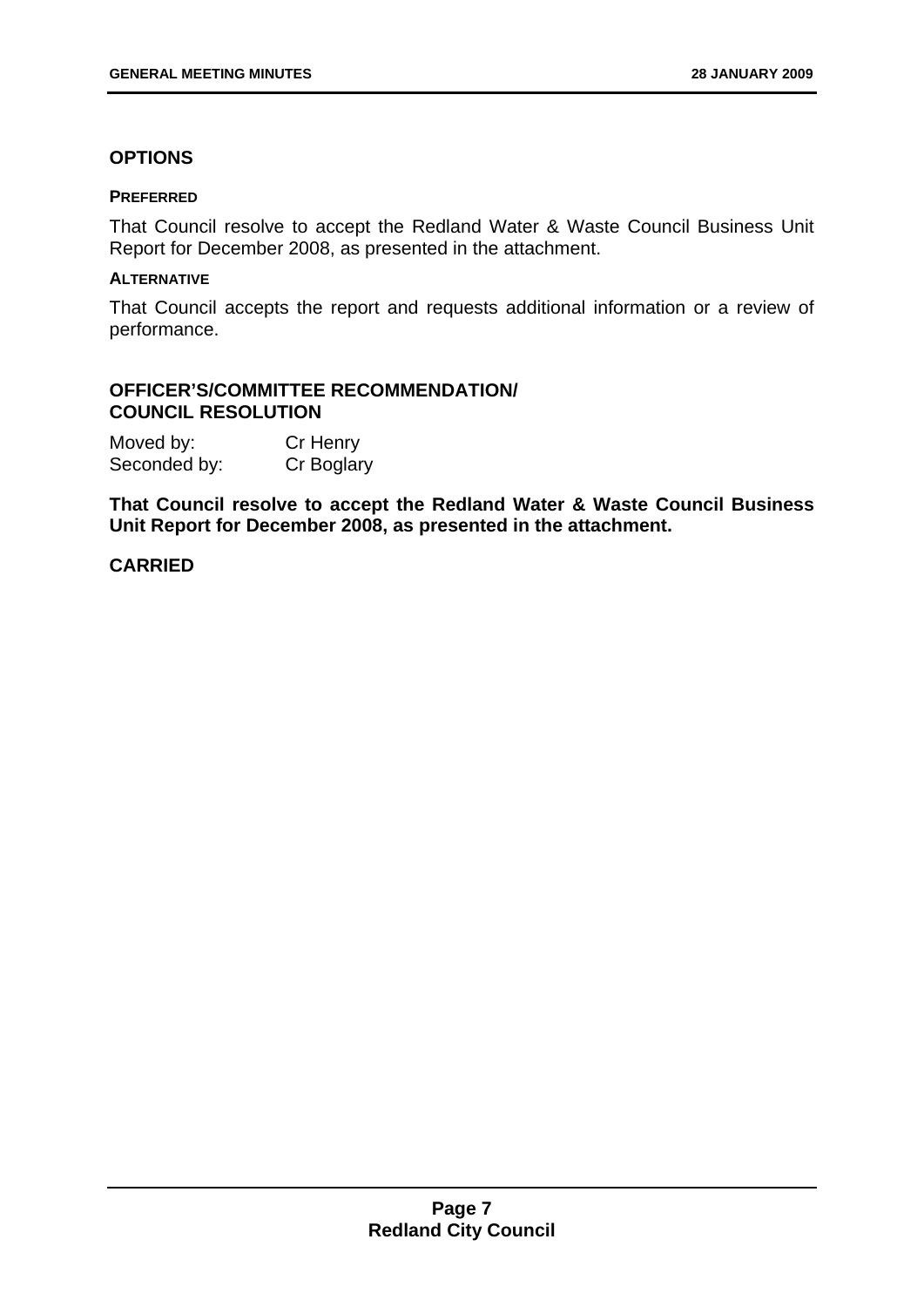## OPTIONS

#### PREFERRED

That Council resolve to accept the Redland Water & Waste Council Business Unit Report for December 2008, as presented in the attachment.

#### ALTERNATIVE

That Council accepts the report and requests additional information or a review of performance.

## OFFICER'S/COMMITTEE RECOMMENDATION/ COUNCIL RESOLUTION

Moved by: Cr Henry
Seconded by: Cr Boglary

**That Council resolve to accept the Redland Water & Waste Council Business Unit Report for December 2008, as presented in the attachment.**

**CARRIED**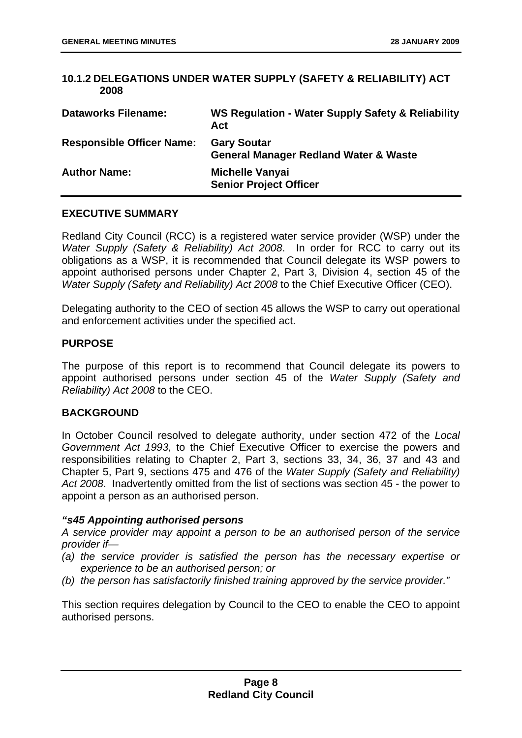## 10.1.2 DELEGATIONS UNDER WATER SUPPLY (SAFETY & RELIABILITY) ACT 2008

| | |
|---|---|
| **Dataworks Filename:** | **WS Regulation - Water Supply Safety & Reliability Act** |
| **Responsible Officer Name:** | **Gary Soutar**<br>**General Manager Redland Water & Waste** |
| **Author Name:** | **Michelle Vanyai**<br>**Senior Project Officer** |

### EXECUTIVE SUMMARY

Redland City Council (RCC) is a registered water service provider (WSP) under the *Water Supply (Safety & Reliability) Act 2008*. In order for RCC to carry out its obligations as a WSP, it is recommended that Council delegate its WSP powers to appoint authorised persons under Chapter 2, Part 3, Division 4, section 45 of the *Water Supply (Safety and Reliability) Act 2008* to the Chief Executive Officer (CEO).

Delegating authority to the CEO of section 45 allows the WSP to carry out operational and enforcement activities under the specified act.

### PURPOSE

The purpose of this report is to recommend that Council delegate its powers to appoint authorised persons under section 45 of the *Water Supply (Safety and Reliability) Act 2008* to the CEO.

### BACKGROUND

In October Council resolved to delegate authority, under section 472 of the *Local Government Act 1993*, to the Chief Executive Officer to exercise the powers and responsibilities relating to Chapter 2, Part 3, sections 33, 34, 36, 37 and 43 and Chapter 5, Part 9, sections 475 and 476 of the *Water Supply (Safety and Reliability) Act 2008*. Inadvertently omitted from the list of sections was section 45 - the power to appoint a person as an authorised person.

***"s45 Appointing authorised persons***

*A service provider may appoint a person to be an authorised person of the service provider if—*

*(a) the service provider is satisfied the person has the necessary expertise or experience to be an authorised person; or*

*(b) the person has satisfactorily finished training approved by the service provider."*

This section requires delegation by Council to the CEO to enable the CEO to appoint authorised persons.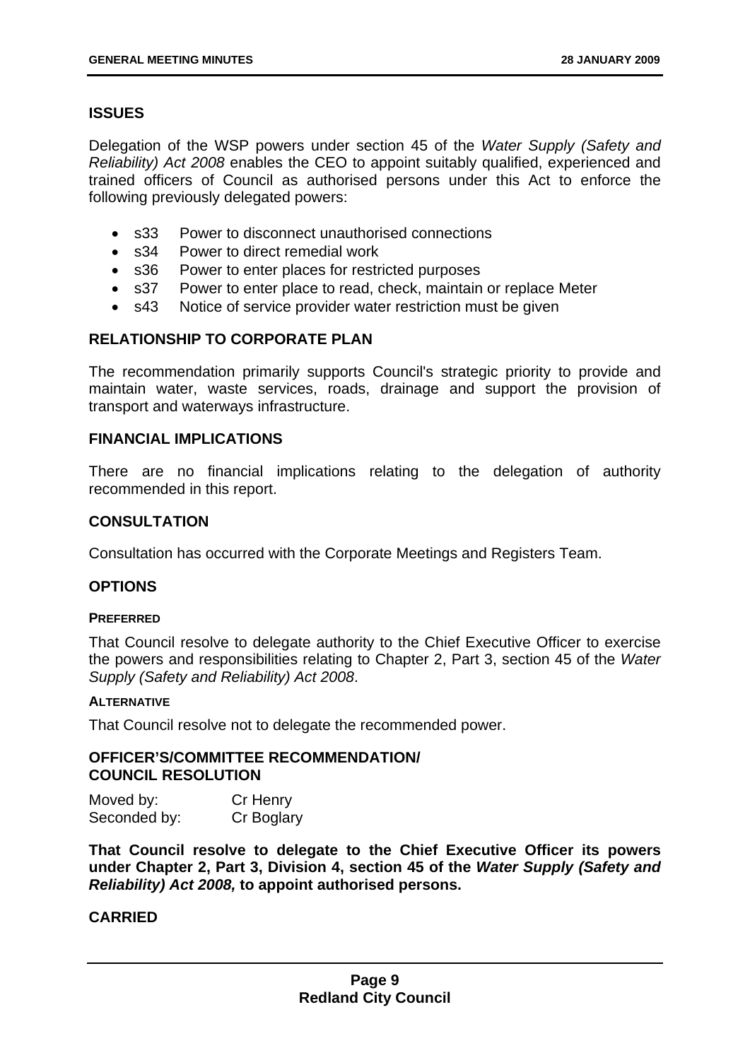## ISSUES

Delegation of the WSP powers under section 45 of the *Water Supply (Safety and Reliability) Act 2008* enables the CEO to appoint suitably qualified, experienced and trained officers of Council as authorised persons under this Act to enforce the following previously delegated powers:

- s33 Power to disconnect unauthorised connections
- s34 Power to direct remedial work
- s36 Power to enter places for restricted purposes
- s37 Power to enter place to read, check, maintain or replace Meter
- s43 Notice of service provider water restriction must be given

## RELATIONSHIP TO CORPORATE PLAN

The recommendation primarily supports Council's strategic priority to provide and maintain water, waste services, roads, drainage and support the provision of transport and waterways infrastructure.

## FINANCIAL IMPLICATIONS

There are no financial implications relating to the delegation of authority recommended in this report.

## CONSULTATION

Consultation has occurred with the Corporate Meetings and Registers Team.

## OPTIONS

### PREFERRED

That Council resolve to delegate authority to the Chief Executive Officer to exercise the powers and responsibilities relating to Chapter 2, Part 3, section 45 of the *Water Supply (Safety and Reliability) Act 2008*.

### ALTERNATIVE

That Council resolve not to delegate the recommended power.

## OFFICER'S/COMMITTEE RECOMMENDATION/ COUNCIL RESOLUTION

Moved by: Cr Henry
Seconded by: Cr Boglary

**That Council resolve to delegate to the Chief Executive Officer its powers under Chapter 2, Part 3, Division 4, section 45 of the *Water Supply (Safety and Reliability) Act 2008,* to appoint authorised persons.**

**CARRIED**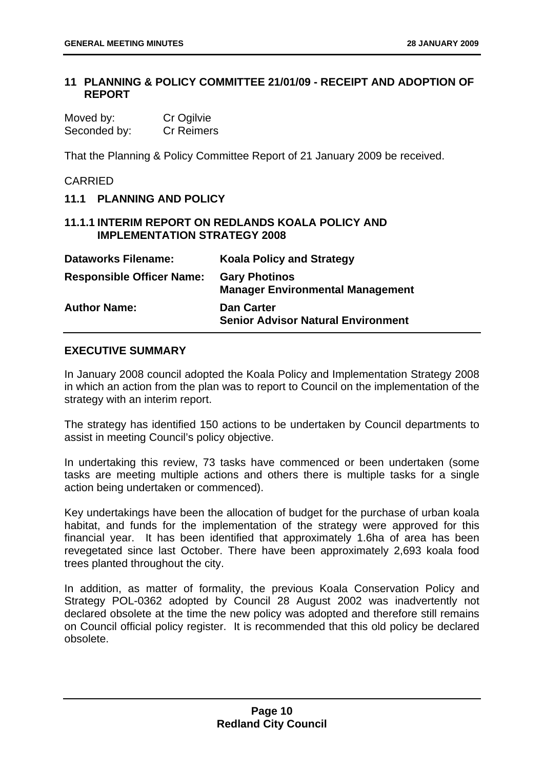## 11 PLANNING & POLICY COMMITTEE 21/01/09 - RECEIPT AND ADOPTION OF REPORT

Moved by: Cr Ogilvie
Seconded by: Cr Reimers

That the Planning & Policy Committee Report of 21 January 2009 be received.

CARRIED

### 11.1 PLANNING AND POLICY

#### 11.1.1 INTERIM REPORT ON REDLANDS KOALA POLICY AND IMPLEMENTATION STRATEGY 2008

| | |
|---|---|
| **Dataworks Filename:** | **Koala Policy and Strategy** |
| **Responsible Officer Name:** | **Gary Photinos**<br>**Manager Environmental Management** |
| **Author Name:** | **Dan Carter**<br>**Senior Advisor Natural Environment** |

**EXECUTIVE SUMMARY**

In January 2008 council adopted the Koala Policy and Implementation Strategy 2008 in which an action from the plan was to report to Council on the implementation of the strategy with an interim report.

The strategy has identified 150 actions to be undertaken by Council departments to assist in meeting Council's policy objective.

In undertaking this review, 73 tasks have commenced or been undertaken (some tasks are meeting multiple actions and others there is multiple tasks for a single action being undertaken or commenced).

Key undertakings have been the allocation of budget for the purchase of urban koala habitat, and funds for the implementation of the strategy were approved for this financial year. It has been identified that approximately 1.6ha of area has been revegetated since last October. There have been approximately 2,693 koala food trees planted throughout the city.

In addition, as matter of formality, the previous Koala Conservation Policy and Strategy POL-0362 adopted by Council 28 August 2002 was inadvertently not declared obsolete at the time the new policy was adopted and therefore still remains on Council official policy register. It is recommended that this old policy be declared obsolete.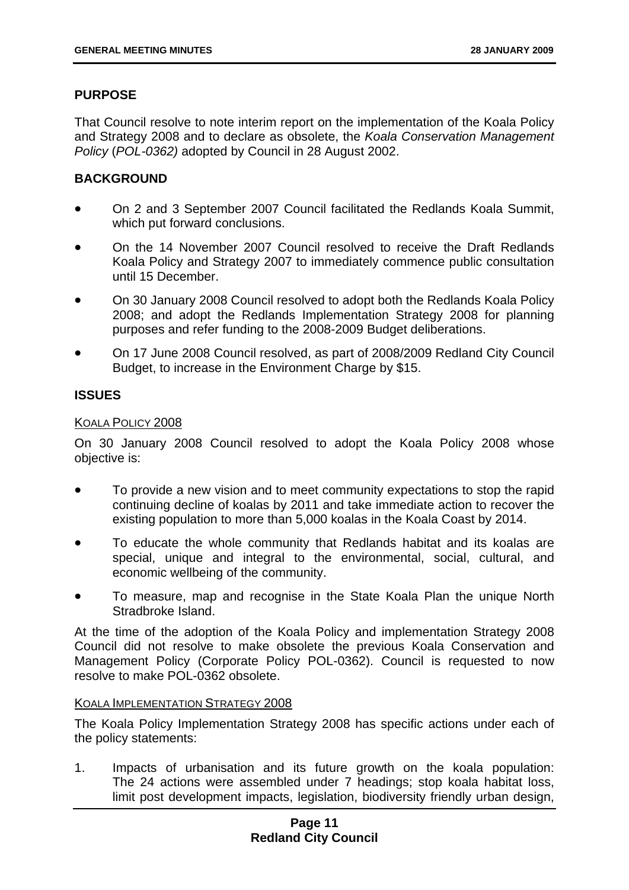## PURPOSE

That Council resolve to note interim report on the implementation of the Koala Policy and Strategy 2008 and to declare as obsolete, the *Koala Conservation Management Policy* (*POL-0362)* adopted by Council in 28 August 2002.

## BACKGROUND

- On 2 and 3 September 2007 Council facilitated the Redlands Koala Summit, which put forward conclusions.
- On the 14 November 2007 Council resolved to receive the Draft Redlands Koala Policy and Strategy 2007 to immediately commence public consultation until 15 December.
- On 30 January 2008 Council resolved to adopt both the Redlands Koala Policy 2008; and adopt the Redlands Implementation Strategy 2008 for planning purposes and refer funding to the 2008-2009 Budget deliberations.
- On 17 June 2008 Council resolved, as part of 2008/2009 Redland City Council Budget, to increase in the Environment Charge by $15.

## ISSUES

### KOALA POLICY 2008

On 30 January 2008 Council resolved to adopt the Koala Policy 2008 whose objective is:

- To provide a new vision and to meet community expectations to stop the rapid continuing decline of koalas by 2011 and take immediate action to recover the existing population to more than 5,000 koalas in the Koala Coast by 2014.
- To educate the whole community that Redlands habitat and its koalas are special, unique and integral to the environmental, social, cultural, and economic wellbeing of the community.
- To measure, map and recognise in the State Koala Plan the unique North Stradbroke Island.

At the time of the adoption of the Koala Policy and implementation Strategy 2008 Council did not resolve to make obsolete the previous Koala Conservation and Management Policy (Corporate Policy POL-0362). Council is requested to now resolve to make POL-0362 obsolete.

### KOALA IMPLEMENTATION STRATEGY 2008

The Koala Policy Implementation Strategy 2008 has specific actions under each of the policy statements:

1. Impacts of urbanisation and its future growth on the koala population: The 24 actions were assembled under 7 headings; stop koala habitat loss, limit post development impacts, legislation, biodiversity friendly urban design,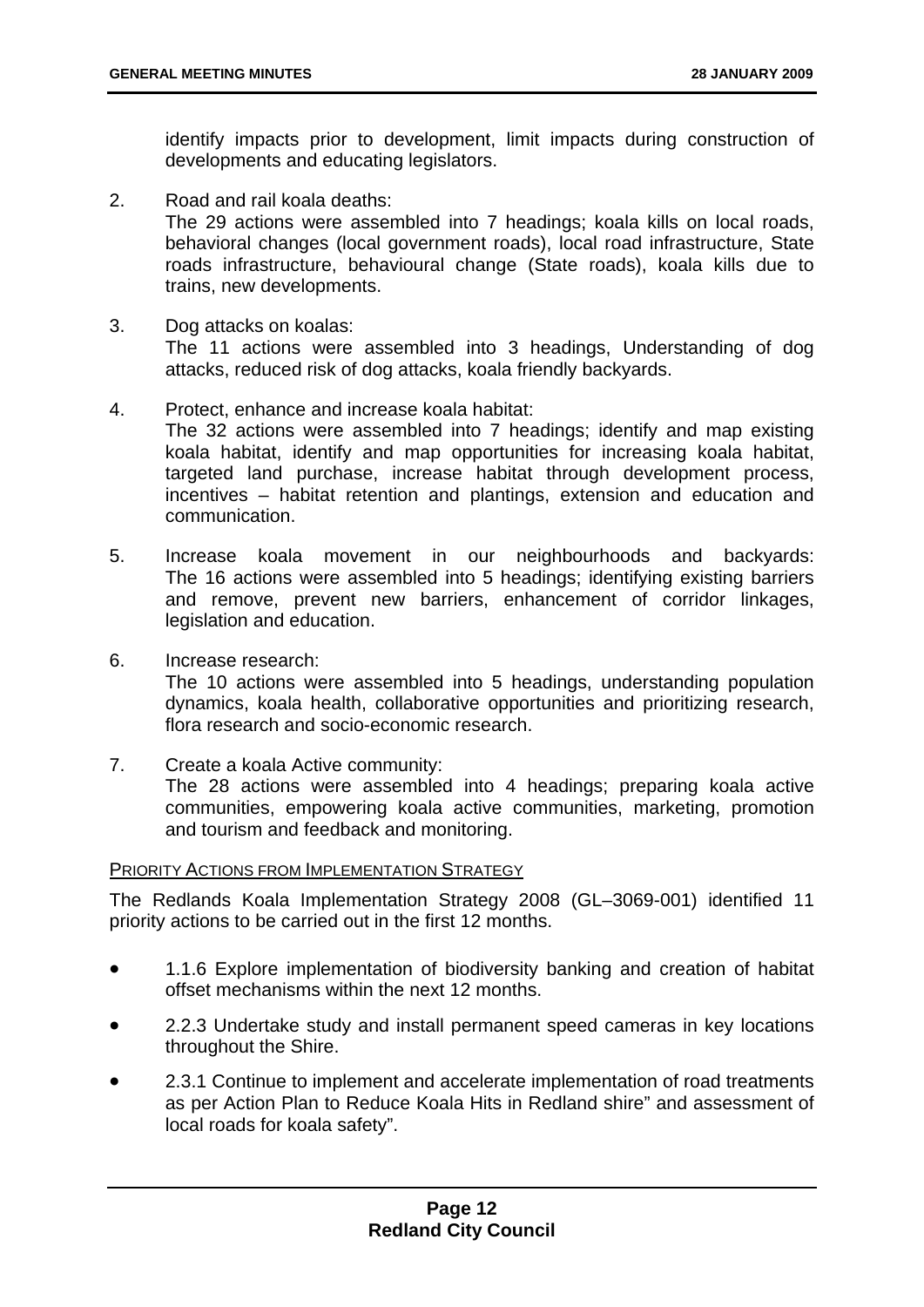identify impacts prior to development, limit impacts during construction of developments and educating legislators.

2. Road and rail koala deaths:
   The 29 actions were assembled into 7 headings; koala kills on local roads, behavioral changes (local government roads), local road infrastructure, State roads infrastructure, behavioural change (State roads), koala kills due to trains, new developments.

3. Dog attacks on koalas:
   The 11 actions were assembled into 3 headings, Understanding of dog attacks, reduced risk of dog attacks, koala friendly backyards.

4. Protect, enhance and increase koala habitat:
   The 32 actions were assembled into 7 headings; identify and map existing koala habitat, identify and map opportunities for increasing koala habitat, targeted land purchase, increase habitat through development process, incentives – habitat retention and plantings, extension and education and communication.

5. Increase koala movement in our neighbourhoods and backyards: The 16 actions were assembled into 5 headings; identifying existing barriers and remove, prevent new barriers, enhancement of corridor linkages, legislation and education.

6. Increase research:
   The 10 actions were assembled into 5 headings, understanding population dynamics, koala health, collaborative opportunities and prioritizing research, flora research and socio-economic research.

7. Create a koala Active community:
   The 28 actions were assembled into 4 headings; preparing koala active communities, empowering koala active communities, marketing, promotion and tourism and feedback and monitoring.

PRIORITY ACTIONS FROM IMPLEMENTATION STRATEGY

The Redlands Koala Implementation Strategy 2008 (GL–3069-001) identified 11 priority actions to be carried out in the first 12 months.

- 1.1.6 Explore implementation of biodiversity banking and creation of habitat offset mechanisms within the next 12 months.
- 2.2.3 Undertake study and install permanent speed cameras in key locations throughout the Shire.
- 2.3.1 Continue to implement and accelerate implementation of road treatments as per Action Plan to Reduce Koala Hits in Redland shire" and assessment of local roads for koala safety".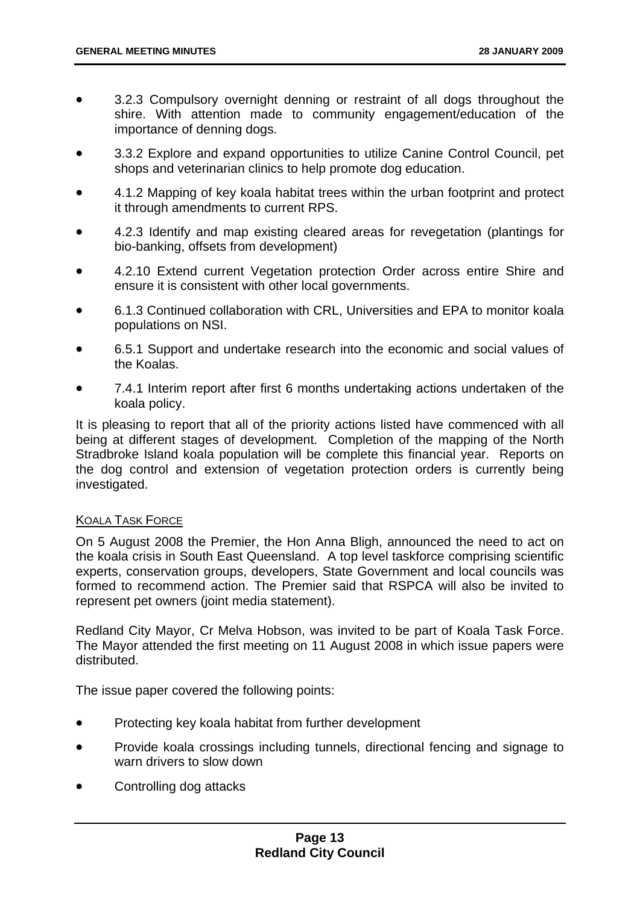- 3.2.3 Compulsory overnight denning or restraint of all dogs throughout the shire. With attention made to community engagement/education of the importance of denning dogs.
- 3.3.2 Explore and expand opportunities to utilize Canine Control Council, pet shops and veterinarian clinics to help promote dog education.
- 4.1.2 Mapping of key koala habitat trees within the urban footprint and protect it through amendments to current RPS.
- 4.2.3 Identify and map existing cleared areas for revegetation (plantings for bio-banking, offsets from development)
- 4.2.10 Extend current Vegetation protection Order across entire Shire and ensure it is consistent with other local governments.
- 6.1.3 Continued collaboration with CRL, Universities and EPA to monitor koala populations on NSI.
- 6.5.1 Support and undertake research into the economic and social values of the Koalas.
- 7.4.1 Interim report after first 6 months undertaking actions undertaken of the koala policy.

It is pleasing to report that all of the priority actions listed have commenced with all being at different stages of development. Completion of the mapping of the North Stradbroke Island koala population will be complete this financial year. Reports on the dog control and extension of vegetation protection orders is currently being investigated.

KOALA TASK FORCE

On 5 August 2008 the Premier, the Hon Anna Bligh, announced the need to act on the koala crisis in South East Queensland. A top level taskforce comprising scientific experts, conservation groups, developers, State Government and local councils was formed to recommend action. The Premier said that RSPCA will also be invited to represent pet owners (joint media statement).

Redland City Mayor, Cr Melva Hobson, was invited to be part of Koala Task Force. The Mayor attended the first meeting on 11 August 2008 in which issue papers were distributed.

The issue paper covered the following points:

- Protecting key koala habitat from further development
- Provide koala crossings including tunnels, directional fencing and signage to warn drivers to slow down
- Controlling dog attacks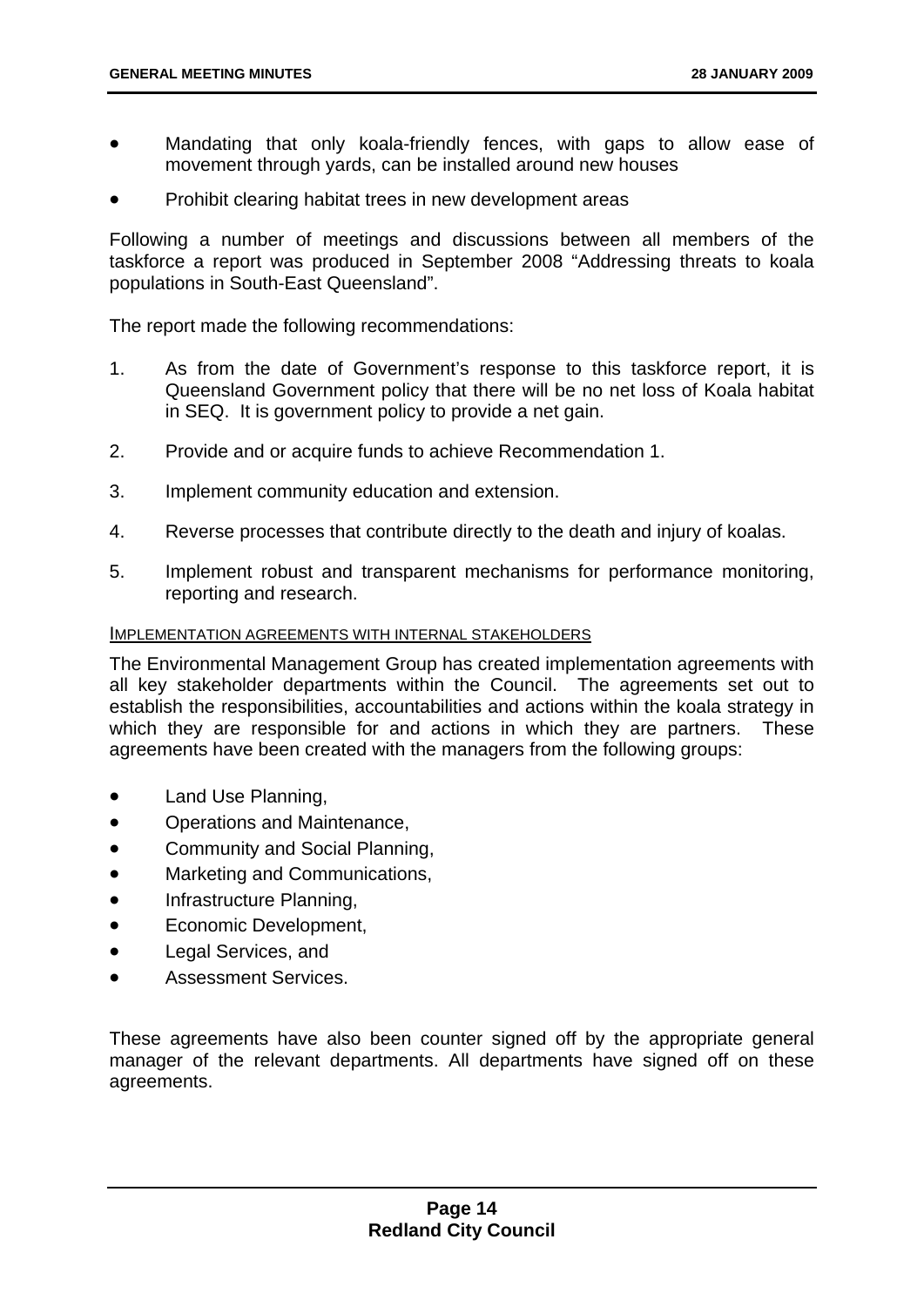- Mandating that only koala-friendly fences, with gaps to allow ease of movement through yards, can be installed around new houses
- Prohibit clearing habitat trees in new development areas

Following a number of meetings and discussions between all members of the taskforce a report was produced in September 2008 "Addressing threats to koala populations in South-East Queensland".

The report made the following recommendations:

1. As from the date of Government's response to this taskforce report, it is Queensland Government policy that there will be no net loss of Koala habitat in SEQ. It is government policy to provide a net gain.
2. Provide and or acquire funds to achieve Recommendation 1.
3. Implement community education and extension.
4. Reverse processes that contribute directly to the death and injury of koalas.
5. Implement robust and transparent mechanisms for performance monitoring, reporting and research.

IMPLEMENTATION AGREEMENTS WITH INTERNAL STAKEHOLDERS

The Environmental Management Group has created implementation agreements with all key stakeholder departments within the Council. The agreements set out to establish the responsibilities, accountabilities and actions within the koala strategy in which they are responsible for and actions in which they are partners. These agreements have been created with the managers from the following groups:

- Land Use Planning,
- Operations and Maintenance,
- Community and Social Planning,
- Marketing and Communications,
- Infrastructure Planning,
- Economic Development,
- Legal Services, and
- Assessment Services.

These agreements have also been counter signed off by the appropriate general manager of the relevant departments. All departments have signed off on these agreements.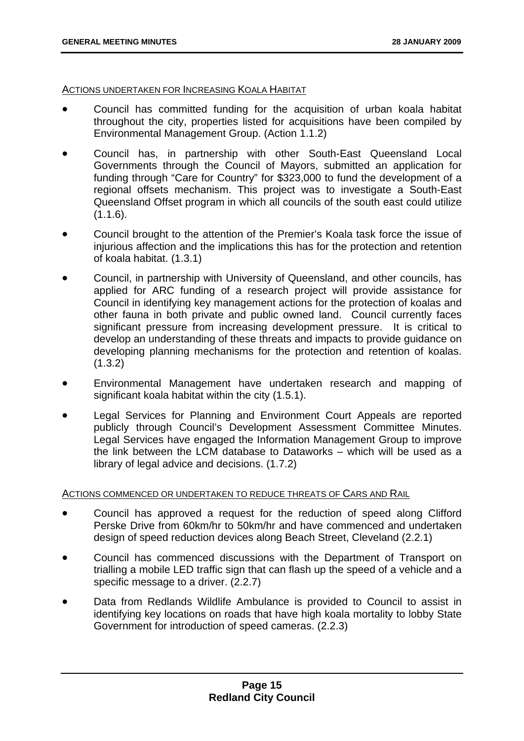ACTIONS UNDERTAKEN FOR INCREASING KOALA HABITAT

- Council has committed funding for the acquisition of urban koala habitat throughout the city, properties listed for acquisitions have been compiled by Environmental Management Group. (Action 1.1.2)
- Council has, in partnership with other South-East Queensland Local Governments through the Council of Mayors, submitted an application for funding through "Care for Country" for $323,000 to fund the development of a regional offsets mechanism. This project was to investigate a South-East Queensland Offset program in which all councils of the south east could utilize (1.1.6).
- Council brought to the attention of the Premier's Koala task force the issue of injurious affection and the implications this has for the protection and retention of koala habitat. (1.3.1)
- Council, in partnership with University of Queensland, and other councils, has applied for ARC funding of a research project will provide assistance for Council in identifying key management actions for the protection of koalas and other fauna in both private and public owned land. Council currently faces significant pressure from increasing development pressure. It is critical to develop an understanding of these threats and impacts to provide guidance on developing planning mechanisms for the protection and retention of koalas. (1.3.2)
- Environmental Management have undertaken research and mapping of significant koala habitat within the city (1.5.1).
- Legal Services for Planning and Environment Court Appeals are reported publicly through Council's Development Assessment Committee Minutes. Legal Services have engaged the Information Management Group to improve the link between the LCM database to Dataworks – which will be used as a library of legal advice and decisions. (1.7.2)

ACTIONS COMMENCED OR UNDERTAKEN TO REDUCE THREATS OF CARS AND RAIL

- Council has approved a request for the reduction of speed along Clifford Perske Drive from 60km/hr to 50km/hr and have commenced and undertaken design of speed reduction devices along Beach Street, Cleveland (2.2.1)
- Council has commenced discussions with the Department of Transport on trialling a mobile LED traffic sign that can flash up the speed of a vehicle and a specific message to a driver. (2.2.7)
- Data from Redlands Wildlife Ambulance is provided to Council to assist in identifying key locations on roads that have high koala mortality to lobby State Government for introduction of speed cameras. (2.2.3)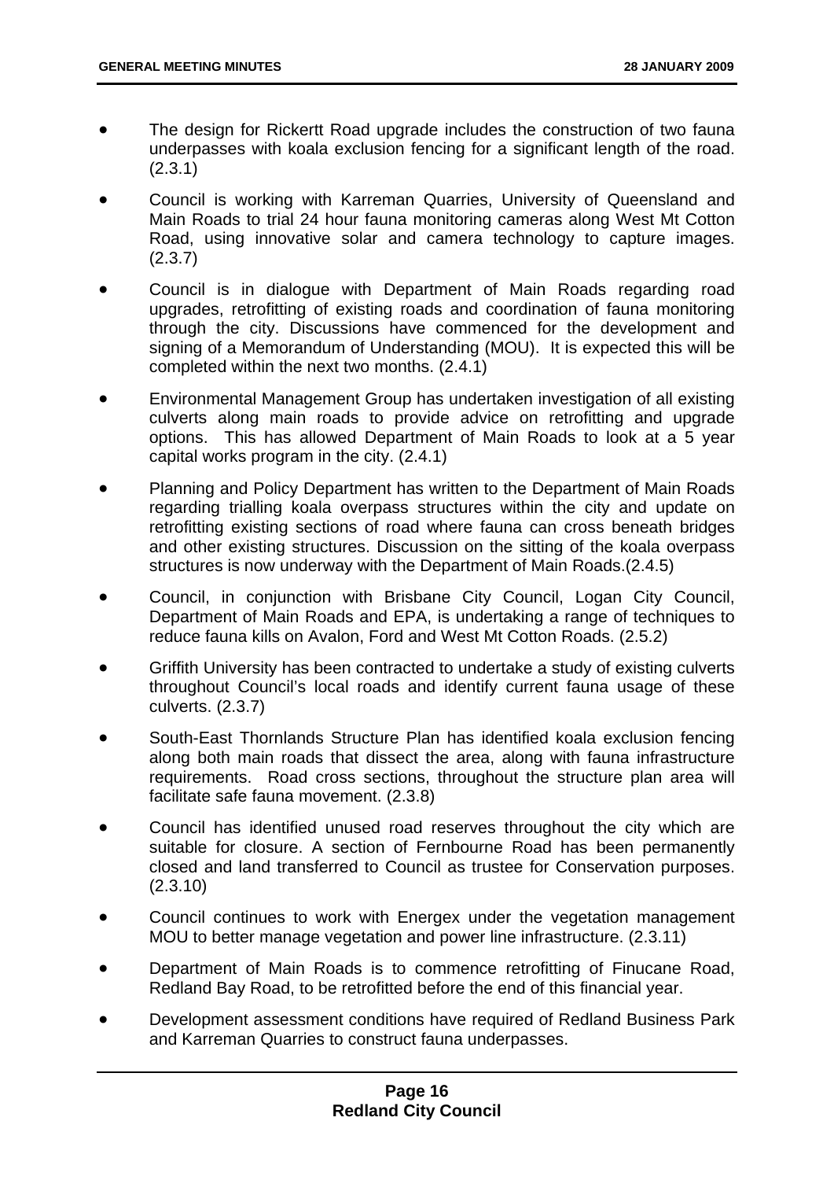- The design for Rickertt Road upgrade includes the construction of two fauna underpasses with koala exclusion fencing for a significant length of the road. (2.3.1)
- Council is working with Karreman Quarries, University of Queensland and Main Roads to trial 24 hour fauna monitoring cameras along West Mt Cotton Road, using innovative solar and camera technology to capture images. (2.3.7)
- Council is in dialogue with Department of Main Roads regarding road upgrades, retrofitting of existing roads and coordination of fauna monitoring through the city. Discussions have commenced for the development and signing of a Memorandum of Understanding (MOU). It is expected this will be completed within the next two months. (2.4.1)
- Environmental Management Group has undertaken investigation of all existing culverts along main roads to provide advice on retrofitting and upgrade options. This has allowed Department of Main Roads to look at a 5 year capital works program in the city. (2.4.1)
- Planning and Policy Department has written to the Department of Main Roads regarding trialling koala overpass structures within the city and update on retrofitting existing sections of road where fauna can cross beneath bridges and other existing structures. Discussion on the sitting of the koala overpass structures is now underway with the Department of Main Roads.(2.4.5)
- Council, in conjunction with Brisbane City Council, Logan City Council, Department of Main Roads and EPA, is undertaking a range of techniques to reduce fauna kills on Avalon, Ford and West Mt Cotton Roads. (2.5.2)
- Griffith University has been contracted to undertake a study of existing culverts throughout Council's local roads and identify current fauna usage of these culverts. (2.3.7)
- South-East Thornlands Structure Plan has identified koala exclusion fencing along both main roads that dissect the area, along with fauna infrastructure requirements. Road cross sections, throughout the structure plan area will facilitate safe fauna movement. (2.3.8)
- Council has identified unused road reserves throughout the city which are suitable for closure. A section of Fernbourne Road has been permanently closed and land transferred to Council as trustee for Conservation purposes. (2.3.10)
- Council continues to work with Energex under the vegetation management MOU to better manage vegetation and power line infrastructure. (2.3.11)
- Department of Main Roads is to commence retrofitting of Finucane Road, Redland Bay Road, to be retrofitted before the end of this financial year.
- Development assessment conditions have required of Redland Business Park and Karreman Quarries to construct fauna underpasses.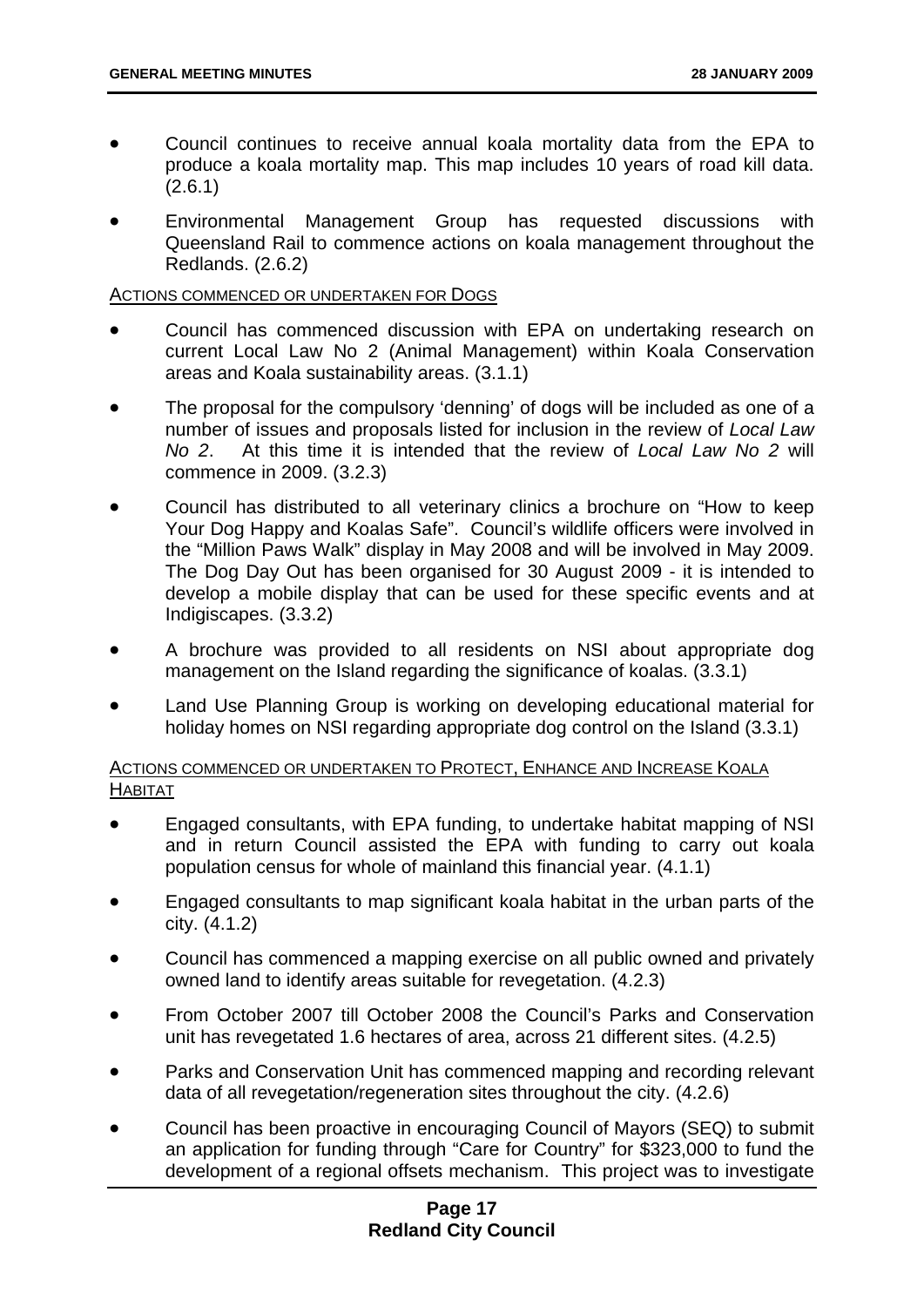- Council continues to receive annual koala mortality data from the EPA to produce a koala mortality map. This map includes 10 years of road kill data. (2.6.1)
- Environmental Management Group has requested discussions with Queensland Rail to commence actions on koala management throughout the Redlands. (2.6.2)

ACTIONS COMMENCED OR UNDERTAKEN FOR DOGS

- Council has commenced discussion with EPA on undertaking research on current Local Law No 2 (Animal Management) within Koala Conservation areas and Koala sustainability areas. (3.1.1)
- The proposal for the compulsory 'denning' of dogs will be included as one of a number of issues and proposals listed for inclusion in the review of *Local Law No 2*. At this time it is intended that the review of *Local Law No 2* will commence in 2009. (3.2.3)
- Council has distributed to all veterinary clinics a brochure on "How to keep Your Dog Happy and Koalas Safe". Council's wildlife officers were involved in the "Million Paws Walk" display in May 2008 and will be involved in May 2009. The Dog Day Out has been organised for 30 August 2009 - it is intended to develop a mobile display that can be used for these specific events and at Indigiscapes. (3.3.2)
- A brochure was provided to all residents on NSI about appropriate dog management on the Island regarding the significance of koalas. (3.3.1)
- Land Use Planning Group is working on developing educational material for holiday homes on NSI regarding appropriate dog control on the Island (3.3.1)

ACTIONS COMMENCED OR UNDERTAKEN TO PROTECT, ENHANCE AND INCREASE KOALA HABITAT

- Engaged consultants, with EPA funding, to undertake habitat mapping of NSI and in return Council assisted the EPA with funding to carry out koala population census for whole of mainland this financial year. (4.1.1)
- Engaged consultants to map significant koala habitat in the urban parts of the city. (4.1.2)
- Council has commenced a mapping exercise on all public owned and privately owned land to identify areas suitable for revegetation. (4.2.3)
- From October 2007 till October 2008 the Council's Parks and Conservation unit has revegetated 1.6 hectares of area, across 21 different sites. (4.2.5)
- Parks and Conservation Unit has commenced mapping and recording relevant data of all revegetation/regeneration sites throughout the city. (4.2.6)
- Council has been proactive in encouraging Council of Mayors (SEQ) to submit an application for funding through "Care for Country" for \$323,000 to fund the development of a regional offsets mechanism. This project was to investigate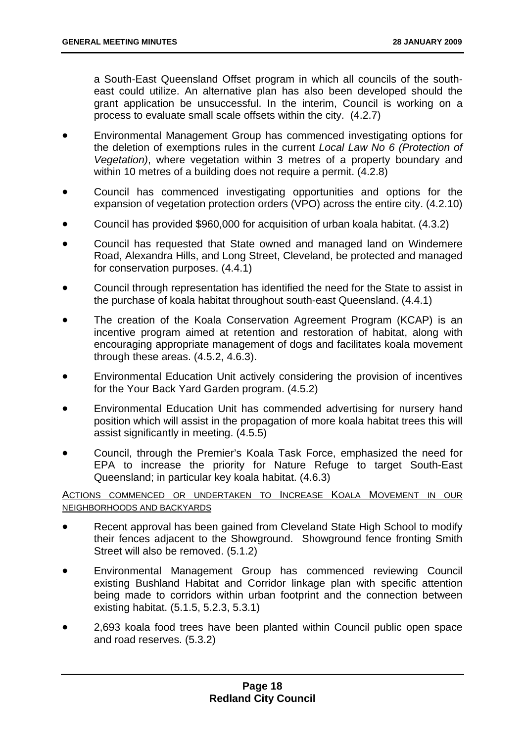a South-East Queensland Offset program in which all councils of the south-east could utilize. An alternative plan has also been developed should the grant application be unsuccessful. In the interim, Council is working on a process to evaluate small scale offsets within the city. (4.2.7)

- Environmental Management Group has commenced investigating options for the deletion of exemptions rules in the current *Local Law No 6 (Protection of Vegetation)*, where vegetation within 3 metres of a property boundary and within 10 metres of a building does not require a permit. (4.2.8)
- Council has commenced investigating opportunities and options for the expansion of vegetation protection orders (VPO) across the entire city. (4.2.10)
- Council has provided $960,000 for acquisition of urban koala habitat. (4.3.2)
- Council has requested that State owned and managed land on Windemere Road, Alexandra Hills, and Long Street, Cleveland, be protected and managed for conservation purposes. (4.4.1)
- Council through representation has identified the need for the State to assist in the purchase of koala habitat throughout south-east Queensland. (4.4.1)
- The creation of the Koala Conservation Agreement Program (KCAP) is an incentive program aimed at retention and restoration of habitat, along with encouraging appropriate management of dogs and facilitates koala movement through these areas. (4.5.2, 4.6.3).
- Environmental Education Unit actively considering the provision of incentives for the Your Back Yard Garden program. (4.5.2)
- Environmental Education Unit has commended advertising for nursery hand position which will assist in the propagation of more koala habitat trees this will assist significantly in meeting. (4.5.5)
- Council, through the Premier's Koala Task Force, emphasized the need for EPA to increase the priority for Nature Refuge to target South-East Queensland; in particular key koala habitat. (4.6.3)

<u>ACTIONS COMMENCED OR UNDERTAKEN TO INCREASE KOALA MOVEMENT IN OUR NEIGHBORHOODS AND BACKYARDS</u>

- Recent approval has been gained from Cleveland State High School to modify their fences adjacent to the Showground. Showground fence fronting Smith Street will also be removed. (5.1.2)
- Environmental Management Group has commenced reviewing Council existing Bushland Habitat and Corridor linkage plan with specific attention being made to corridors within urban footprint and the connection between existing habitat. (5.1.5, 5.2.3, 5.3.1)
- 2,693 koala food trees have been planted within Council public open space and road reserves. (5.3.2)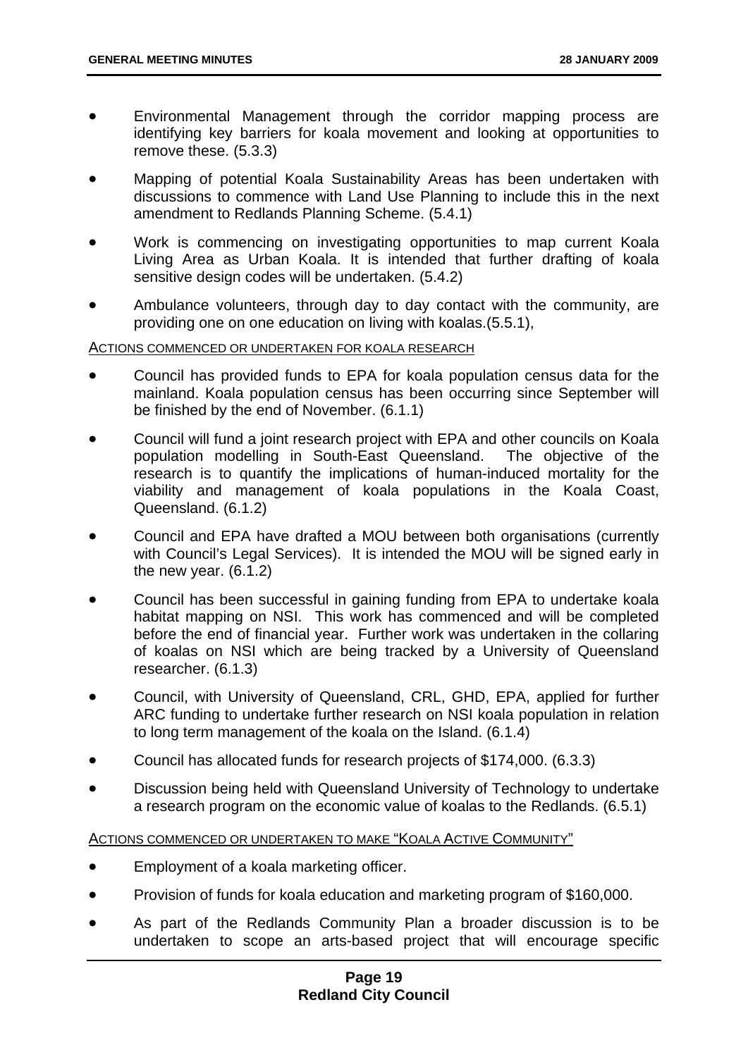- Environmental Management through the corridor mapping process are identifying key barriers for koala movement and looking at opportunities to remove these. (5.3.3)
- Mapping of potential Koala Sustainability Areas has been undertaken with discussions to commence with Land Use Planning to include this in the next amendment to Redlands Planning Scheme. (5.4.1)
- Work is commencing on investigating opportunities to map current Koala Living Area as Urban Koala. It is intended that further drafting of koala sensitive design codes will be undertaken. (5.4.2)
- Ambulance volunteers, through day to day contact with the community, are providing one on one education on living with koalas.(5.5.1),

ACTIONS COMMENCED OR UNDERTAKEN FOR KOALA RESEARCH

- Council has provided funds to EPA for koala population census data for the mainland. Koala population census has been occurring since September will be finished by the end of November. (6.1.1)
- Council will fund a joint research project with EPA and other councils on Koala population modelling in South-East Queensland. The objective of the research is to quantify the implications of human-induced mortality for the viability and management of koala populations in the Koala Coast, Queensland. (6.1.2)
- Council and EPA have drafted a MOU between both organisations (currently with Council's Legal Services). It is intended the MOU will be signed early in the new year. (6.1.2)
- Council has been successful in gaining funding from EPA to undertake koala habitat mapping on NSI. This work has commenced and will be completed before the end of financial year. Further work was undertaken in the collaring of koalas on NSI which are being tracked by a University of Queensland researcher. (6.1.3)
- Council, with University of Queensland, CRL, GHD, EPA, applied for further ARC funding to undertake further research on NSI koala population in relation to long term management of the koala on the Island. (6.1.4)
- Council has allocated funds for research projects of $174,000. (6.3.3)
- Discussion being held with Queensland University of Technology to undertake a research program on the economic value of koalas to the Redlands. (6.5.1)

ACTIONS COMMENCED OR UNDERTAKEN TO MAKE "KOALA ACTIVE COMMUNITY"

- Employment of a koala marketing officer.
- Provision of funds for koala education and marketing program of $160,000.
- As part of the Redlands Community Plan a broader discussion is to be undertaken to scope an arts-based project that will encourage specific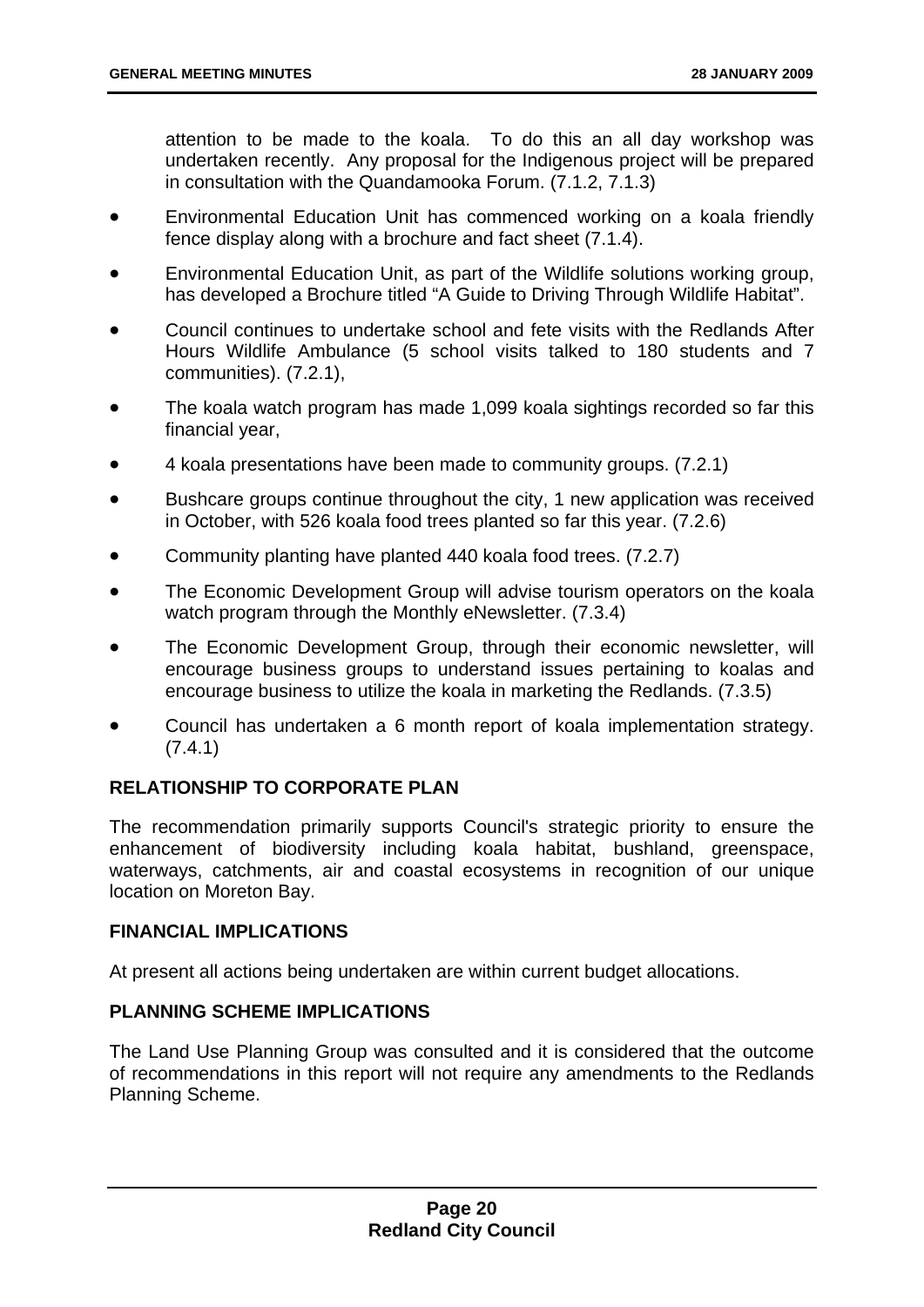attention to be made to the koala. To do this an all day workshop was undertaken recently. Any proposal for the Indigenous project will be prepared in consultation with the Quandamooka Forum. (7.1.2, 7.1.3)

- Environmental Education Unit has commenced working on a koala friendly fence display along with a brochure and fact sheet (7.1.4).
- Environmental Education Unit, as part of the Wildlife solutions working group, has developed a Brochure titled "A Guide to Driving Through Wildlife Habitat".
- Council continues to undertake school and fete visits with the Redlands After Hours Wildlife Ambulance (5 school visits talked to 180 students and 7 communities). (7.2.1),
- The koala watch program has made 1,099 koala sightings recorded so far this financial year,
- 4 koala presentations have been made to community groups. (7.2.1)
- Bushcare groups continue throughout the city, 1 new application was received in October, with 526 koala food trees planted so far this year. (7.2.6)
- Community planting have planted 440 koala food trees. (7.2.7)
- The Economic Development Group will advise tourism operators on the koala watch program through the Monthly eNewsletter. (7.3.4)
- The Economic Development Group, through their economic newsletter, will encourage business groups to understand issues pertaining to koalas and encourage business to utilize the koala in marketing the Redlands. (7.3.5)
- Council has undertaken a 6 month report of koala implementation strategy. (7.4.1)

## RELATIONSHIP TO CORPORATE PLAN

The recommendation primarily supports Council's strategic priority to ensure the enhancement of biodiversity including koala habitat, bushland, greenspace, waterways, catchments, air and coastal ecosystems in recognition of our unique location on Moreton Bay.

## FINANCIAL IMPLICATIONS

At present all actions being undertaken are within current budget allocations.

## PLANNING SCHEME IMPLICATIONS

The Land Use Planning Group was consulted and it is considered that the outcome of recommendations in this report will not require any amendments to the Redlands Planning Scheme.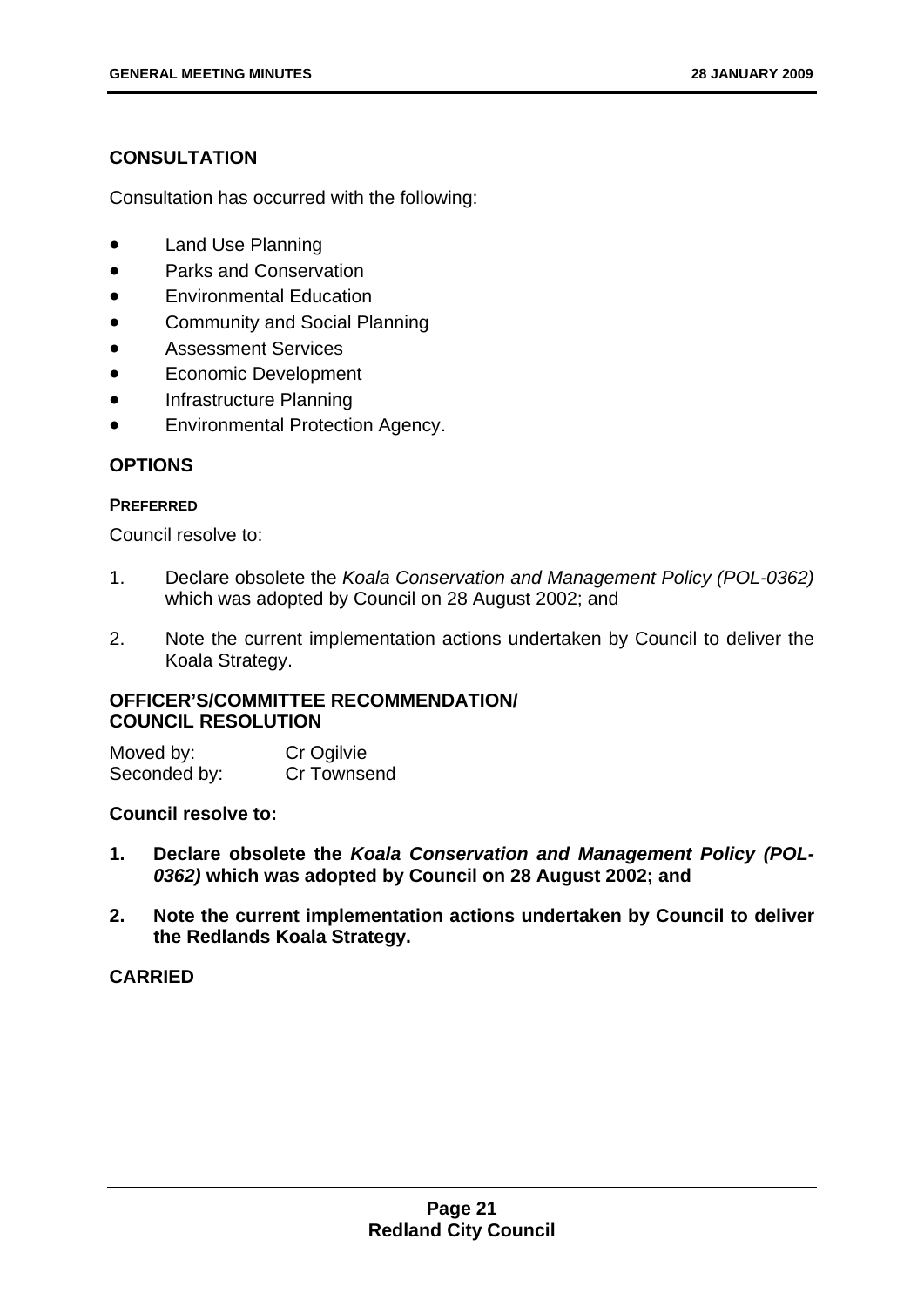## CONSULTATION

Consultation has occurred with the following:

- Land Use Planning
- Parks and Conservation
- Environmental Education
- Community and Social Planning
- Assessment Services
- Economic Development
- Infrastructure Planning
- Environmental Protection Agency.

## OPTIONS

#### PREFERRED

Council resolve to:

1. Declare obsolete the *Koala Conservation and Management Policy (POL-0362)* which was adopted by Council on 28 August 2002; and
2. Note the current implementation actions undertaken by Council to deliver the Koala Strategy.

## OFFICER'S/COMMITTEE RECOMMENDATION/ COUNCIL RESOLUTION

Moved by: Cr Ogilvie
Seconded by: Cr Townsend

**Council resolve to:**

1. **Declare obsolete the *Koala Conservation and Management Policy (POL-0362)* which was adopted by Council on 28 August 2002; and**
2. **Note the current implementation actions undertaken by Council to deliver the Redlands Koala Strategy.**

**CARRIED**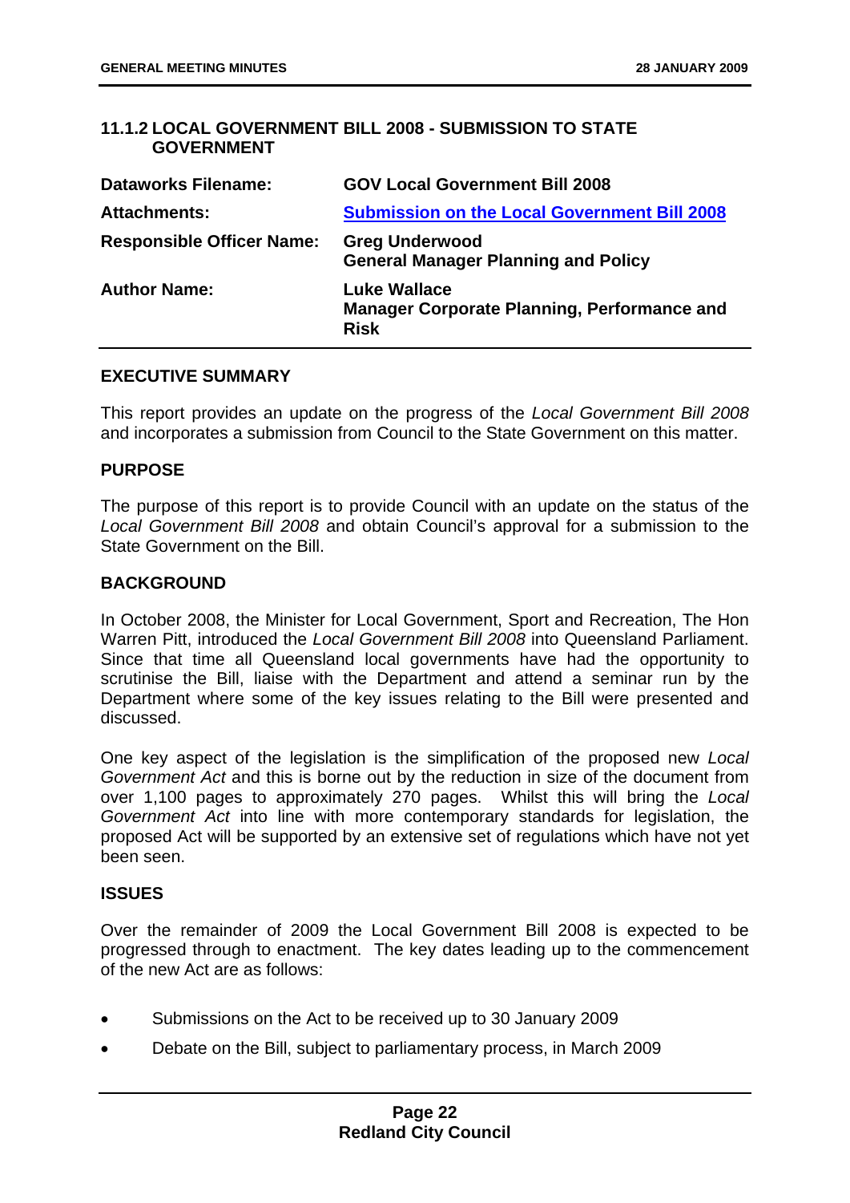## 11.1.2 LOCAL GOVERNMENT BILL 2008 - SUBMISSION TO STATE GOVERNMENT

| | |
|---|---|
| **Dataworks Filename:** | **GOV Local Government Bill 2008** |
| **Attachments:** | **Submission on the Local Government Bill 2008** |
| **Responsible Officer Name:** | **Greg Underwood**<br>**General Manager Planning and Policy** |
| **Author Name:** | **Luke Wallace**<br>**Manager Corporate Planning, Performance and Risk** |

### EXECUTIVE SUMMARY

This report provides an update on the progress of the *Local Government Bill 2008* and incorporates a submission from Council to the State Government on this matter.

### PURPOSE

The purpose of this report is to provide Council with an update on the status of the *Local Government Bill 2008* and obtain Council's approval for a submission to the State Government on the Bill.

### BACKGROUND

In October 2008, the Minister for Local Government, Sport and Recreation, The Hon Warren Pitt, introduced the *Local Government Bill 2008* into Queensland Parliament. Since that time all Queensland local governments have had the opportunity to scrutinise the Bill, liaise with the Department and attend a seminar run by the Department where some of the key issues relating to the Bill were presented and discussed.

One key aspect of the legislation is the simplification of the proposed new *Local Government Act* and this is borne out by the reduction in size of the document from over 1,100 pages to approximately 270 pages. Whilst this will bring the *Local Government Act* into line with more contemporary standards for legislation, the proposed Act will be supported by an extensive set of regulations which have not yet been seen.

### ISSUES

Over the remainder of 2009 the Local Government Bill 2008 is expected to be progressed through to enactment. The key dates leading up to the commencement of the new Act are as follows:

- Submissions on the Act to be received up to 30 January 2009
- Debate on the Bill, subject to parliamentary process, in March 2009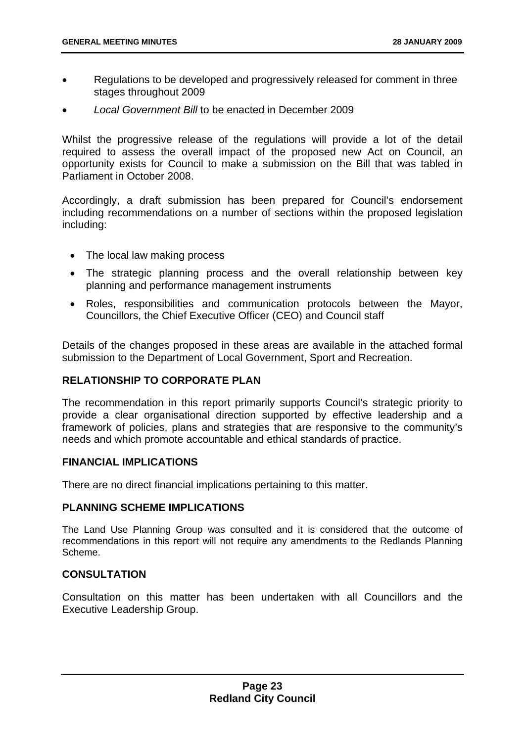- Regulations to be developed and progressively released for comment in three stages throughout 2009
- *Local Government Bill* to be enacted in December 2009

Whilst the progressive release of the regulations will provide a lot of the detail required to assess the overall impact of the proposed new Act on Council, an opportunity exists for Council to make a submission on the Bill that was tabled in Parliament in October 2008.

Accordingly, a draft submission has been prepared for Council's endorsement including recommendations on a number of sections within the proposed legislation including:

- The local law making process
- The strategic planning process and the overall relationship between key planning and performance management instruments
- Roles, responsibilities and communication protocols between the Mayor, Councillors, the Chief Executive Officer (CEO) and Council staff

Details of the changes proposed in these areas are available in the attached formal submission to the Department of Local Government, Sport and Recreation.

## RELATIONSHIP TO CORPORATE PLAN

The recommendation in this report primarily supports Council's strategic priority to provide a clear organisational direction supported by effective leadership and a framework of policies, plans and strategies that are responsive to the community's needs and which promote accountable and ethical standards of practice.

## FINANCIAL IMPLICATIONS

There are no direct financial implications pertaining to this matter.

## PLANNING SCHEME IMPLICATIONS

The Land Use Planning Group was consulted and it is considered that the outcome of recommendations in this report will not require any amendments to the Redlands Planning Scheme.

## CONSULTATION

Consultation on this matter has been undertaken with all Councillors and the Executive Leadership Group.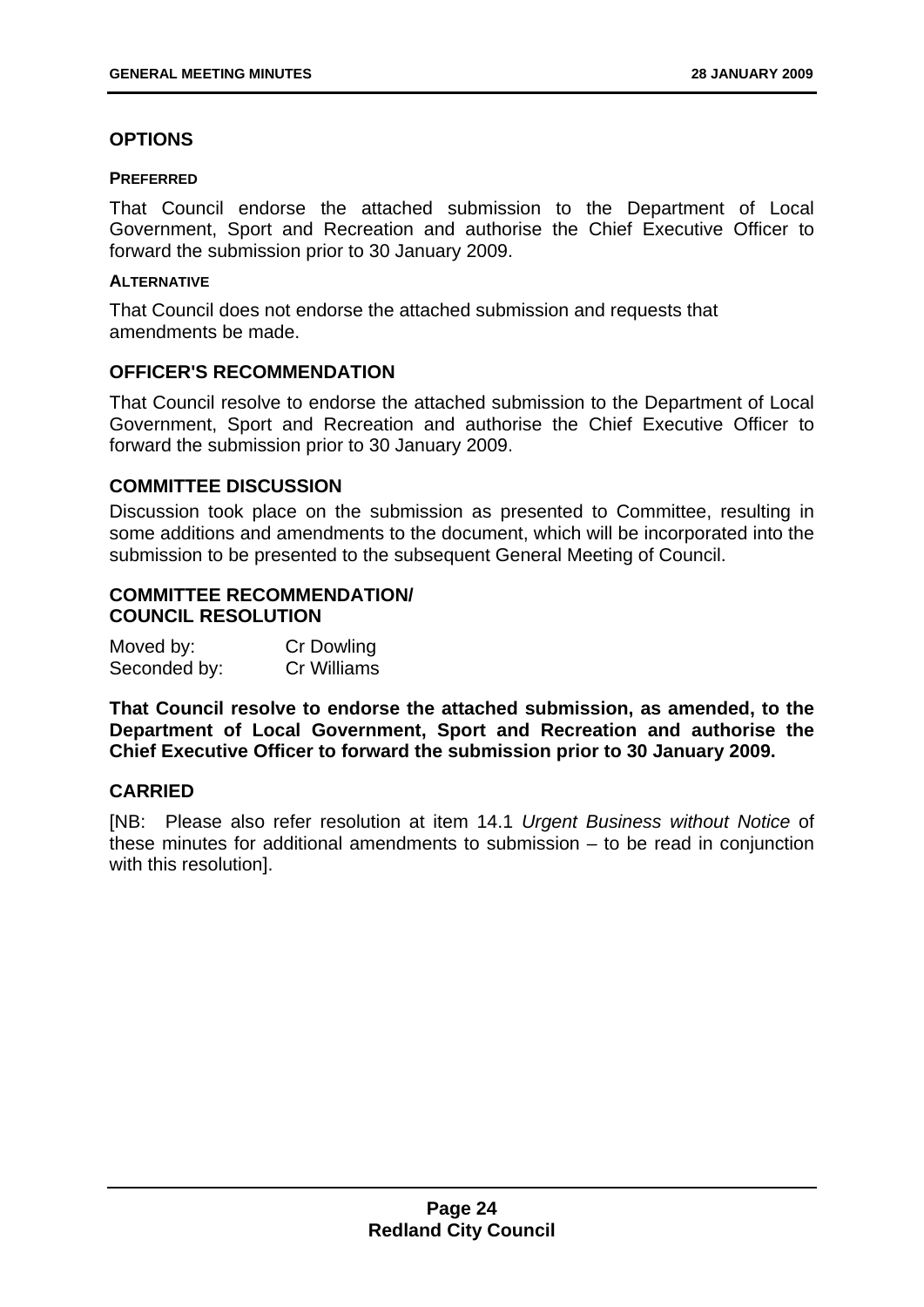## OPTIONS

#### PREFERRED

That Council endorse the attached submission to the Department of Local Government, Sport and Recreation and authorise the Chief Executive Officer to forward the submission prior to 30 January 2009.

#### ALTERNATIVE

That Council does not endorse the attached submission and requests that amendments be made.

## OFFICER'S RECOMMENDATION

That Council resolve to endorse the attached submission to the Department of Local Government, Sport and Recreation and authorise the Chief Executive Officer to forward the submission prior to 30 January 2009.

## COMMITTEE DISCUSSION

Discussion took place on the submission as presented to Committee, resulting in some additions and amendments to the document, which will be incorporated into the submission to be presented to the subsequent General Meeting of Council.

## COMMITTEE RECOMMENDATION/ COUNCIL RESOLUTION

| Moved by: | Cr Dowling |
|---|---|
| Seconded by: | Cr Williams |

**That Council resolve to endorse the attached submission, as amended, to the Department of Local Government, Sport and Recreation and authorise the Chief Executive Officer to forward the submission prior to 30 January 2009.**

## CARRIED

[NB: Please also refer resolution at item 14.1 *Urgent Business without Notice* of these minutes for additional amendments to submission – to be read in conjunction with this resolution].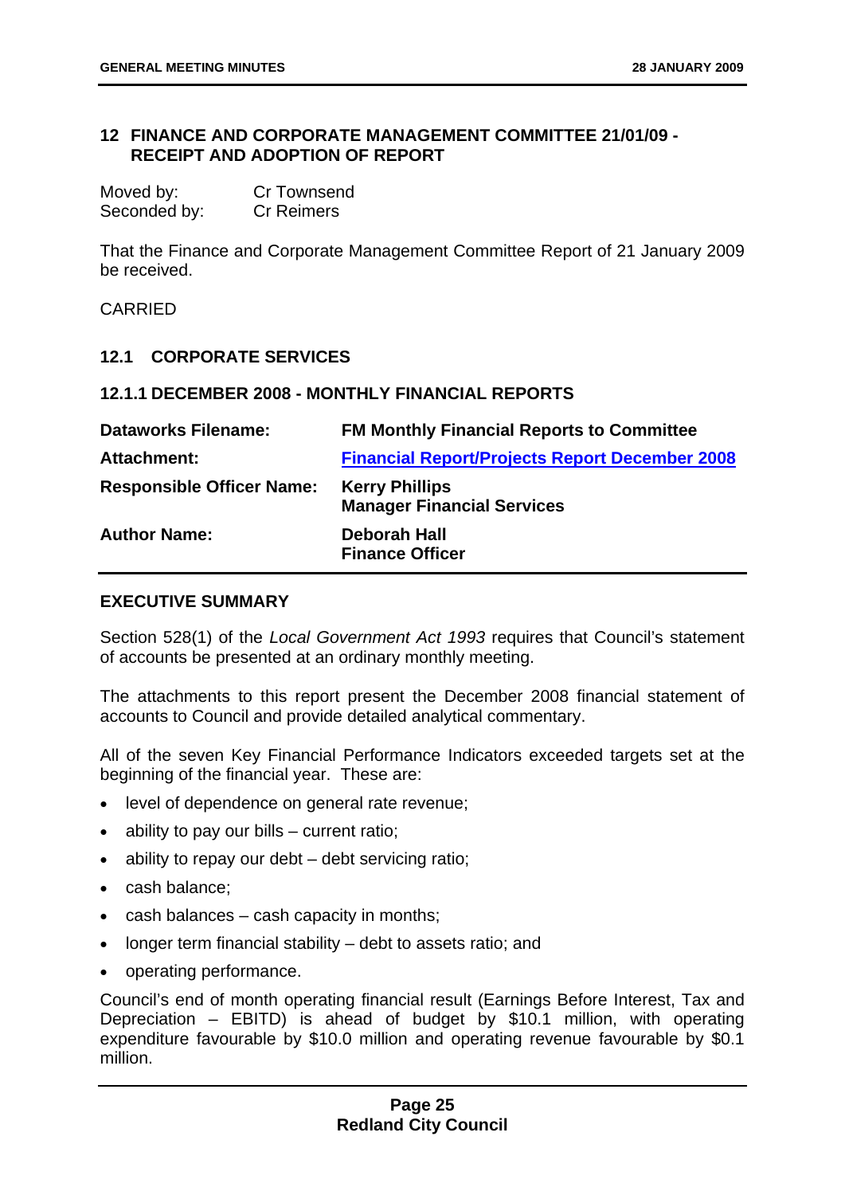## 12 FINANCE AND CORPORATE MANAGEMENT COMMITTEE 21/01/09 - RECEIPT AND ADOPTION OF REPORT

Moved by: Cr Townsend
Seconded by: Cr Reimers

That the Finance and Corporate Management Committee Report of 21 January 2009 be received.

CARRIED

### 12.1 CORPORATE SERVICES

#### 12.1.1 DECEMBER 2008 - MONTHLY FINANCIAL REPORTS

| | |
|---|---|
| **Dataworks Filename:** | **FM Monthly Financial Reports to Committee** |
| **Attachment:** | **Financial Report/Projects Report December 2008** |
| **Responsible Officer Name:** | **Kerry Phillips**<br>**Manager Financial Services** |
| **Author Name:** | **Deborah Hall**<br>**Finance Officer** |

**EXECUTIVE SUMMARY**

Section 528(1) of the *Local Government Act 1993* requires that Council's statement of accounts be presented at an ordinary monthly meeting.

The attachments to this report present the December 2008 financial statement of accounts to Council and provide detailed analytical commentary.

All of the seven Key Financial Performance Indicators exceeded targets set at the beginning of the financial year. These are:

- level of dependence on general rate revenue;
- ability to pay our bills – current ratio;
- ability to repay our debt – debt servicing ratio;
- cash balance;
- cash balances – cash capacity in months;
- longer term financial stability – debt to assets ratio; and
- operating performance.

Council's end of month operating financial result (Earnings Before Interest, Tax and Depreciation – EBITD) is ahead of budget by $10.1 million, with operating expenditure favourable by $10.0 million and operating revenue favourable by $0.1 million.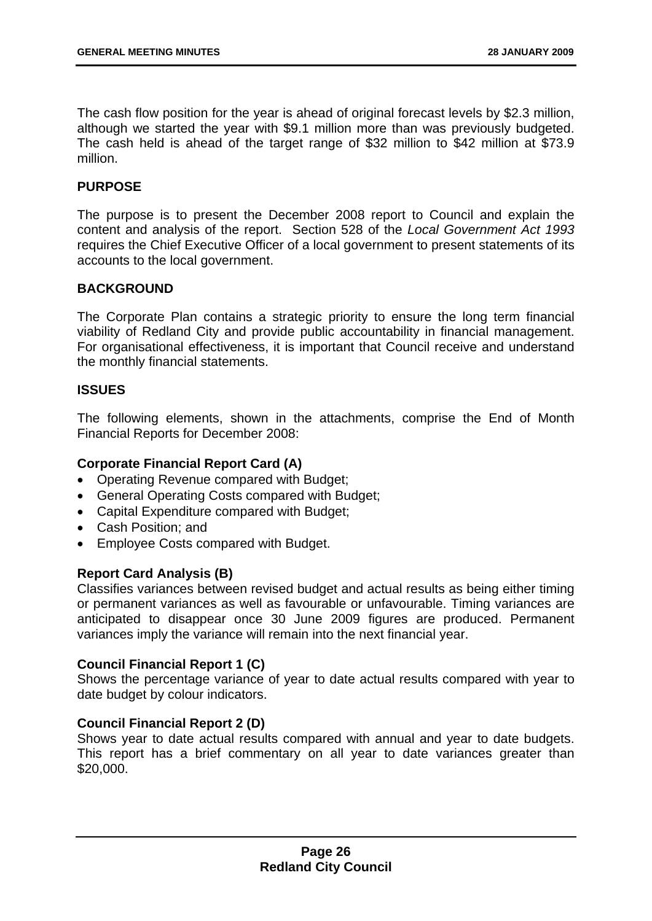The cash flow position for the year is ahead of original forecast levels by $2.3 million, although we started the year with $9.1 million more than was previously budgeted. The cash held is ahead of the target range of $32 million to $42 million at $73.9 million.

## PURPOSE

The purpose is to present the December 2008 report to Council and explain the content and analysis of the report. Section 528 of the *Local Government Act 1993* requires the Chief Executive Officer of a local government to present statements of its accounts to the local government.

## BACKGROUND

The Corporate Plan contains a strategic priority to ensure the long term financial viability of Redland City and provide public accountability in financial management. For organisational effectiveness, it is important that Council receive and understand the monthly financial statements.

## ISSUES

The following elements, shown in the attachments, comprise the End of Month Financial Reports for December 2008:

### Corporate Financial Report Card (A)

- Operating Revenue compared with Budget;
- General Operating Costs compared with Budget;
- Capital Expenditure compared with Budget;
- Cash Position; and
- Employee Costs compared with Budget.

### Report Card Analysis (B)

Classifies variances between revised budget and actual results as being either timing or permanent variances as well as favourable or unfavourable. Timing variances are anticipated to disappear once 30 June 2009 figures are produced. Permanent variances imply the variance will remain into the next financial year.

### Council Financial Report 1 (C)

Shows the percentage variance of year to date actual results compared with year to date budget by colour indicators.

### Council Financial Report 2 (D)

Shows year to date actual results compared with annual and year to date budgets. This report has a brief commentary on all year to date variances greater than $20,000.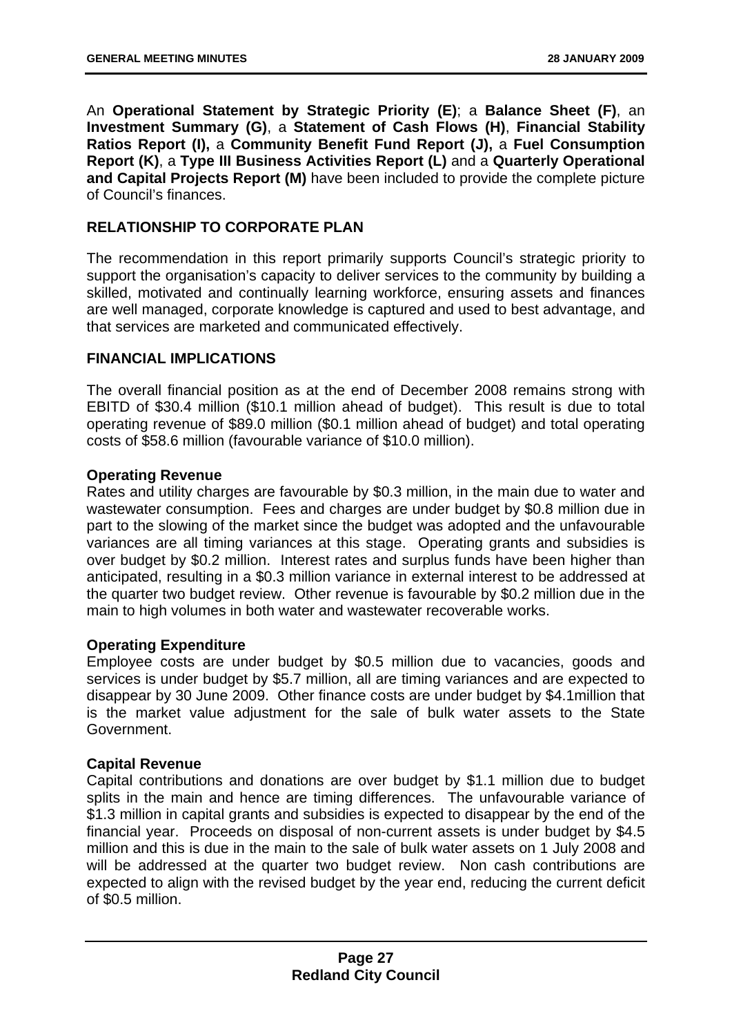An **Operational Statement by Strategic Priority (E)**; a **Balance Sheet (F)**, an **Investment Summary (G)**, a **Statement of Cash Flows (H)**, **Financial Stability Ratios Report (I),** a **Community Benefit Fund Report (J),** a **Fuel Consumption Report (K)**, a **Type III Business Activities Report (L)** and a **Quarterly Operational and Capital Projects Report (M)** have been included to provide the complete picture of Council's finances.

## RELATIONSHIP TO CORPORATE PLAN

The recommendation in this report primarily supports Council's strategic priority to support the organisation's capacity to deliver services to the community by building a skilled, motivated and continually learning workforce, ensuring assets and finances are well managed, corporate knowledge is captured and used to best advantage, and that services are marketed and communicated effectively.

## FINANCIAL IMPLICATIONS

The overall financial position as at the end of December 2008 remains strong with EBITD of $30.4 million ($10.1 million ahead of budget). This result is due to total operating revenue of $89.0 million ($0.1 million ahead of budget) and total operating costs of $58.6 million (favourable variance of $10.0 million).

### Operating Revenue

Rates and utility charges are favourable by $0.3 million, in the main due to water and wastewater consumption. Fees and charges are under budget by $0.8 million due in part to the slowing of the market since the budget was adopted and the unfavourable variances are all timing variances at this stage. Operating grants and subsidies is over budget by $0.2 million. Interest rates and surplus funds have been higher than anticipated, resulting in a $0.3 million variance in external interest to be addressed at the quarter two budget review. Other revenue is favourable by $0.2 million due in the main to high volumes in both water and wastewater recoverable works.

### Operating Expenditure

Employee costs are under budget by $0.5 million due to vacancies, goods and services is under budget by $5.7 million, all are timing variances and are expected to disappear by 30 June 2009. Other finance costs are under budget by $4.1million that is the market value adjustment for the sale of bulk water assets to the State Government.

### Capital Revenue

Capital contributions and donations are over budget by $1.1 million due to budget splits in the main and hence are timing differences. The unfavourable variance of $1.3 million in capital grants and subsidies is expected to disappear by the end of the financial year. Proceeds on disposal of non-current assets is under budget by $4.5 million and this is due in the main to the sale of bulk water assets on 1 July 2008 and will be addressed at the quarter two budget review. Non cash contributions are expected to align with the revised budget by the year end, reducing the current deficit of $0.5 million.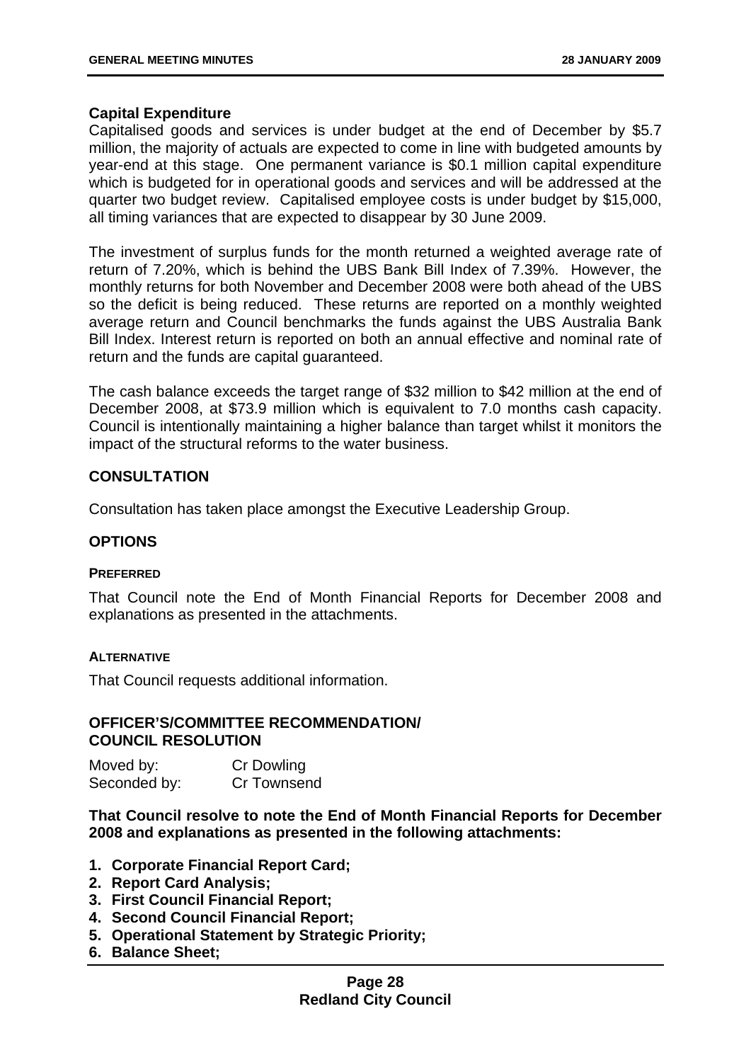**Capital Expenditure**

Capitalised goods and services is under budget at the end of December by $5.7 million, the majority of actuals are expected to come in line with budgeted amounts by year-end at this stage. One permanent variance is $0.1 million capital expenditure which is budgeted for in operational goods and services and will be addressed at the quarter two budget review. Capitalised employee costs is under budget by $15,000, all timing variances that are expected to disappear by 30 June 2009.

The investment of surplus funds for the month returned a weighted average rate of return of 7.20%, which is behind the UBS Bank Bill Index of 7.39%. However, the monthly returns for both November and December 2008 were both ahead of the UBS so the deficit is being reduced. These returns are reported on a monthly weighted average return and Council benchmarks the funds against the UBS Australia Bank Bill Index. Interest return is reported on both an annual effective and nominal rate of return and the funds are capital guaranteed.

The cash balance exceeds the target range of $32 million to $42 million at the end of December 2008, at $73.9 million which is equivalent to 7.0 months cash capacity. Council is intentionally maintaining a higher balance than target whilst it monitors the impact of the structural reforms to the water business.

## CONSULTATION

Consultation has taken place amongst the Executive Leadership Group.

## OPTIONS

#### PREFERRED

That Council note the End of Month Financial Reports for December 2008 and explanations as presented in the attachments.

#### ALTERNATIVE

That Council requests additional information.

## OFFICER'S/COMMITTEE RECOMMENDATION/ COUNCIL RESOLUTION

Moved by: Cr Dowling
Seconded by: Cr Townsend

**That Council resolve to note the End of Month Financial Reports for December 2008 and explanations as presented in the following attachments:**

1. **Corporate Financial Report Card;**
2. **Report Card Analysis;**
3. **First Council Financial Report;**
4. **Second Council Financial Report;**
5. **Operational Statement by Strategic Priority;**
6. **Balance Sheet;**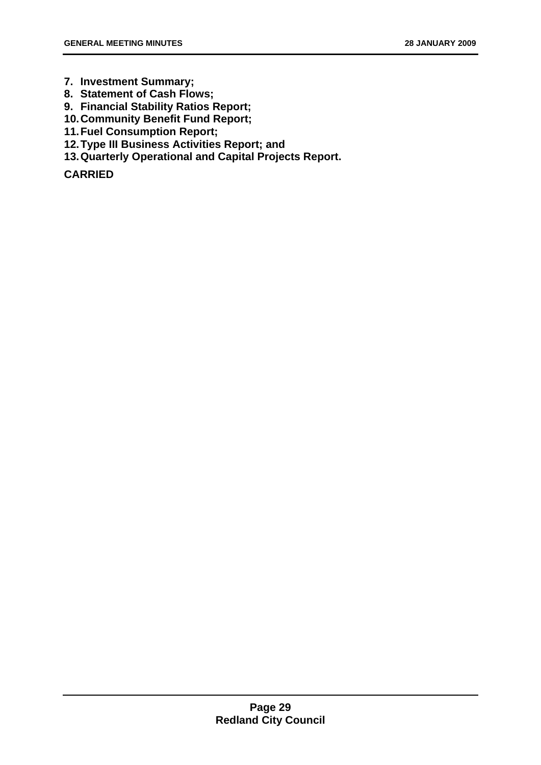7. **Investment Summary;**
8. **Statement of Cash Flows;**
9. **Financial Stability Ratios Report;**
10. **Community Benefit Fund Report;**
11. **Fuel Consumption Report;**
12. **Type III Business Activities Report; and**
13. **Quarterly Operational and Capital Projects Report.**

**CARRIED**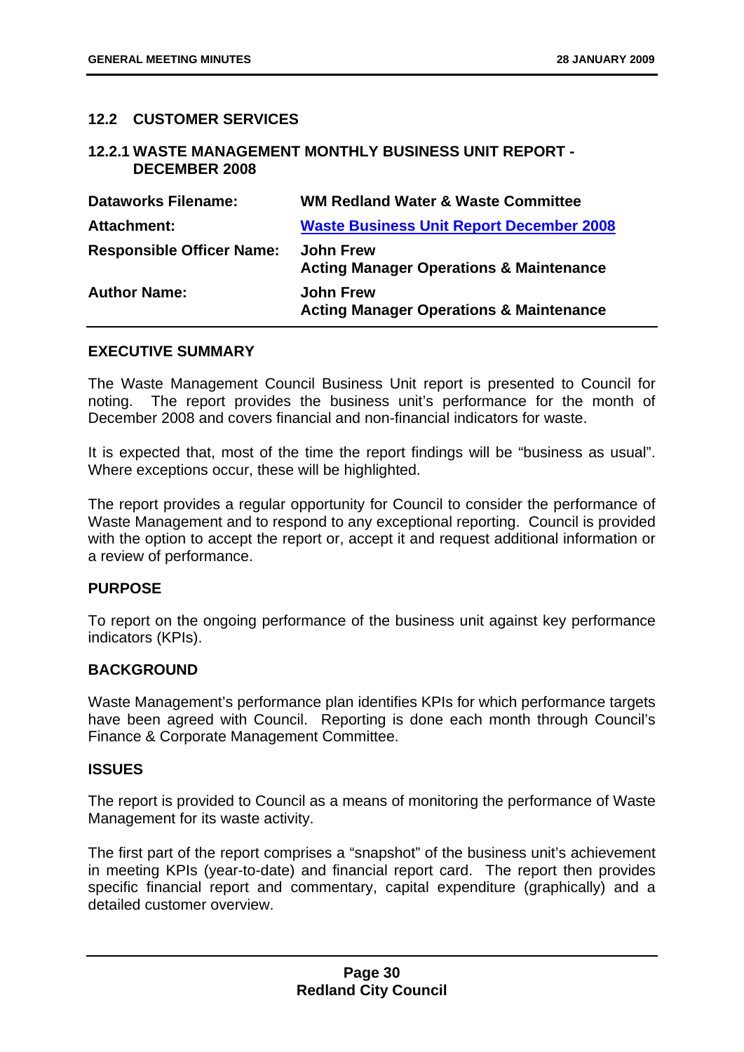## 12.2 CUSTOMER SERVICES

### 12.2.1 WASTE MANAGEMENT MONTHLY BUSINESS UNIT REPORT - DECEMBER 2008

| | |
|---|---|
| **Dataworks Filename:** | **WM Redland Water & Waste Committee** |
| **Attachment:** | **Waste Business Unit Report December 2008** |
| **Responsible Officer Name:** | **John Frew**<br>**Acting Manager Operations & Maintenance** |
| **Author Name:** | **John Frew**<br>**Acting Manager Operations & Maintenance** |

**EXECUTIVE SUMMARY**

The Waste Management Council Business Unit report is presented to Council for noting. The report provides the business unit's performance for the month of December 2008 and covers financial and non-financial indicators for waste.

It is expected that, most of the time the report findings will be "business as usual". Where exceptions occur, these will be highlighted.

The report provides a regular opportunity for Council to consider the performance of Waste Management and to respond to any exceptional reporting. Council is provided with the option to accept the report or, accept it and request additional information or a review of performance.

**PURPOSE**

To report on the ongoing performance of the business unit against key performance indicators (KPIs).

**BACKGROUND**

Waste Management's performance plan identifies KPIs for which performance targets have been agreed with Council. Reporting is done each month through Council's Finance & Corporate Management Committee.

**ISSUES**

The report is provided to Council as a means of monitoring the performance of Waste Management for its waste activity.

The first part of the report comprises a "snapshot" of the business unit's achievement in meeting KPIs (year-to-date) and financial report card. The report then provides specific financial report and commentary, capital expenditure (graphically) and a detailed customer overview.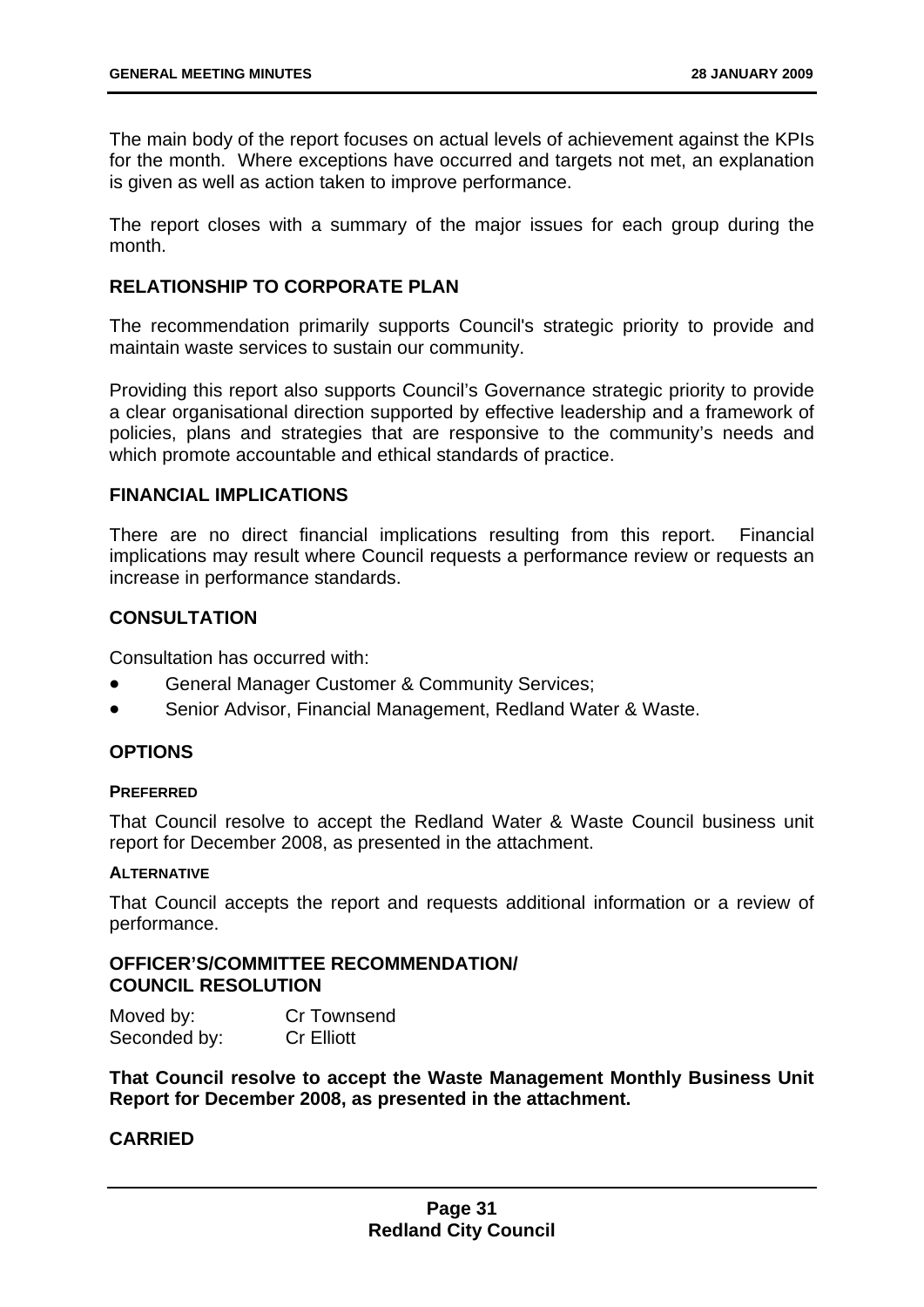The main body of the report focuses on actual levels of achievement against the KPIs for the month. Where exceptions have occurred and targets not met, an explanation is given as well as action taken to improve performance.

The report closes with a summary of the major issues for each group during the month.

## RELATIONSHIP TO CORPORATE PLAN

The recommendation primarily supports Council's strategic priority to provide and maintain waste services to sustain our community.

Providing this report also supports Council's Governance strategic priority to provide a clear organisational direction supported by effective leadership and a framework of policies, plans and strategies that are responsive to the community's needs and which promote accountable and ethical standards of practice.

## FINANCIAL IMPLICATIONS

There are no direct financial implications resulting from this report. Financial implications may result where Council requests a performance review or requests an increase in performance standards.

## CONSULTATION

Consultation has occurred with:

- General Manager Customer & Community Services;
- Senior Advisor, Financial Management, Redland Water & Waste.

## OPTIONS

### PREFERRED

That Council resolve to accept the Redland Water & Waste Council business unit report for December 2008, as presented in the attachment.

### ALTERNATIVE

That Council accepts the report and requests additional information or a review of performance.

## OFFICER'S/COMMITTEE RECOMMENDATION/ COUNCIL RESOLUTION

Moved by: Cr Townsend
Seconded by: Cr Elliott

**That Council resolve to accept the Waste Management Monthly Business Unit Report for December 2008, as presented in the attachment.**

**CARRIED**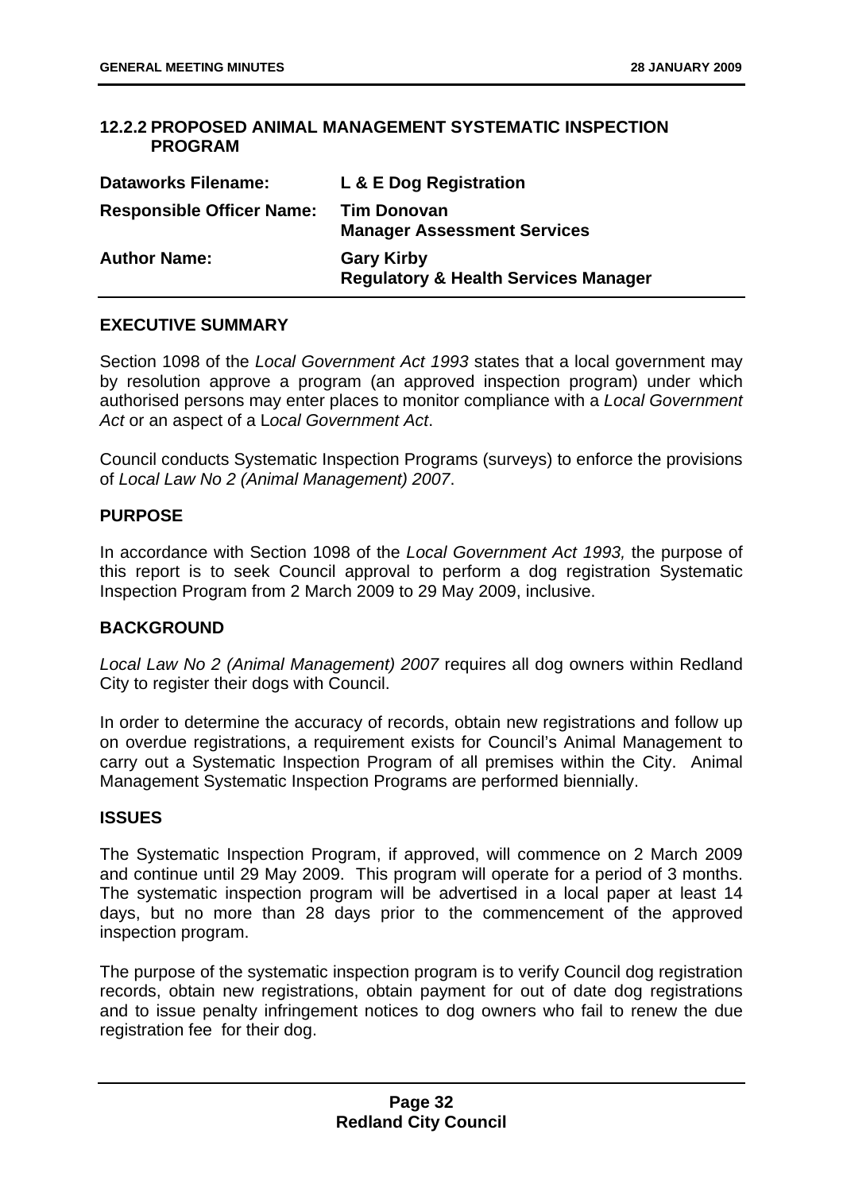### 12.2.2 PROPOSED ANIMAL MANAGEMENT SYSTEMATIC INSPECTION PROGRAM

| | |
|---|---|
| **Dataworks Filename:** | **L & E Dog Registration** |
| **Responsible Officer Name:** | **Tim Donovan**<br>**Manager Assessment Services** |
| **Author Name:** | **Gary Kirby**<br>**Regulatory & Health Services Manager** |

**EXECUTIVE SUMMARY**

Section 1098 of the *Local Government Act 1993* states that a local government may by resolution approve a program (an approved inspection program) under which authorised persons may enter places to monitor compliance with a *Local Government Act* or an aspect of a L*ocal Government Act*.

Council conducts Systematic Inspection Programs (surveys) to enforce the provisions of *Local Law No 2 (Animal Management) 2007*.

**PURPOSE**

In accordance with Section 1098 of the *Local Government Act 1993,* the purpose of this report is to seek Council approval to perform a dog registration Systematic Inspection Program from 2 March 2009 to 29 May 2009, inclusive.

**BACKGROUND**

*Local Law No 2 (Animal Management) 2007* requires all dog owners within Redland City to register their dogs with Council.

In order to determine the accuracy of records, obtain new registrations and follow up on overdue registrations, a requirement exists for Council's Animal Management to carry out a Systematic Inspection Program of all premises within the City. Animal Management Systematic Inspection Programs are performed biennially.

**ISSUES**

The Systematic Inspection Program, if approved, will commence on 2 March 2009 and continue until 29 May 2009. This program will operate for a period of 3 months. The systematic inspection program will be advertised in a local paper at least 14 days, but no more than 28 days prior to the commencement of the approved inspection program.

The purpose of the systematic inspection program is to verify Council dog registration records, obtain new registrations, obtain payment for out of date dog registrations and to issue penalty infringement notices to dog owners who fail to renew the due registration fee for their dog.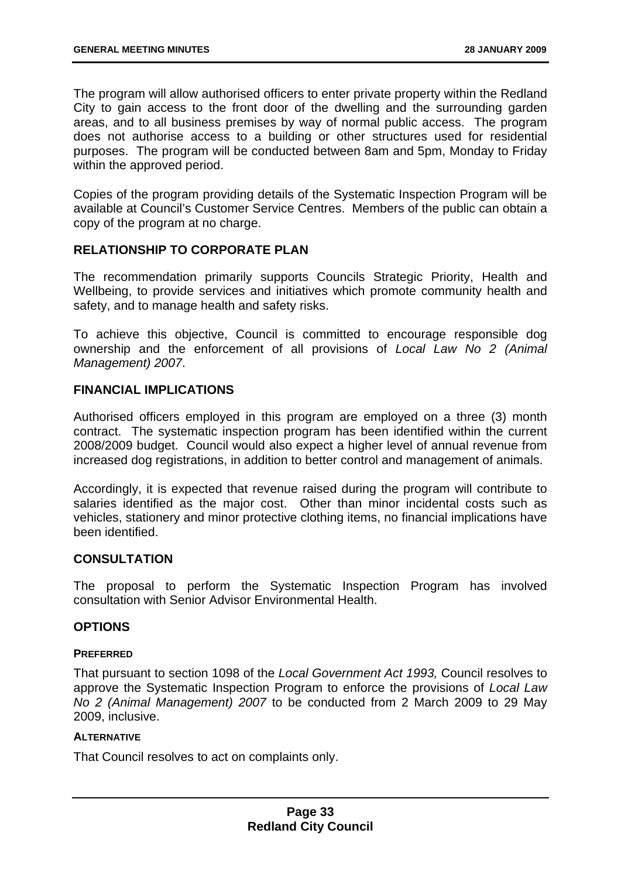The program will allow authorised officers to enter private property within the Redland City to gain access to the front door of the dwelling and the surrounding garden areas, and to all business premises by way of normal public access. The program does not authorise access to a building or other structures used for residential purposes. The program will be conducted between 8am and 5pm, Monday to Friday within the approved period.

Copies of the program providing details of the Systematic Inspection Program will be available at Council's Customer Service Centres. Members of the public can obtain a copy of the program at no charge.

## RELATIONSHIP TO CORPORATE PLAN

The recommendation primarily supports Councils Strategic Priority, Health and Wellbeing, to provide services and initiatives which promote community health and safety, and to manage health and safety risks.

To achieve this objective, Council is committed to encourage responsible dog ownership and the enforcement of all provisions of *Local Law No 2 (Animal Management) 2007*.

## FINANCIAL IMPLICATIONS

Authorised officers employed in this program are employed on a three (3) month contract. The systematic inspection program has been identified within the current 2008/2009 budget. Council would also expect a higher level of annual revenue from increased dog registrations, in addition to better control and management of animals.

Accordingly, it is expected that revenue raised during the program will contribute to salaries identified as the major cost. Other than minor incidental costs such as vehicles, stationery and minor protective clothing items, no financial implications have been identified.

## CONSULTATION

The proposal to perform the Systematic Inspection Program has involved consultation with Senior Advisor Environmental Health.

## OPTIONS

### PREFERRED

That pursuant to section 1098 of the *Local Government Act 1993,* Council resolves to approve the Systematic Inspection Program to enforce the provisions of *Local Law No 2 (Animal Management) 2007* to be conducted from 2 March 2009 to 29 May 2009, inclusive.

### ALTERNATIVE

That Council resolves to act on complaints only.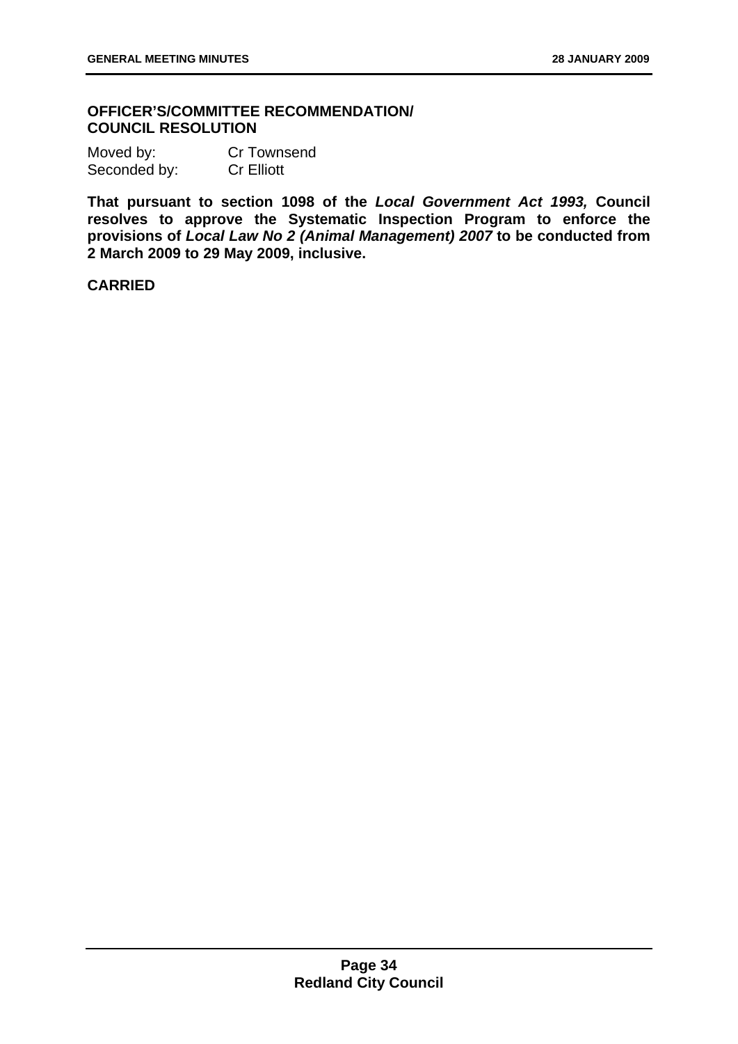**OFFICER'S/COMMITTEE RECOMMENDATION/ COUNCIL RESOLUTION**

Moved by: Cr Townsend
Seconded by: Cr Elliott

**That pursuant to section 1098 of the *Local Government Act 1993,* Council resolves to approve the Systematic Inspection Program to enforce the provisions of *Local Law No 2 (Animal Management) 2007* to be conducted from 2 March 2009 to 29 May 2009, inclusive.**

**CARRIED**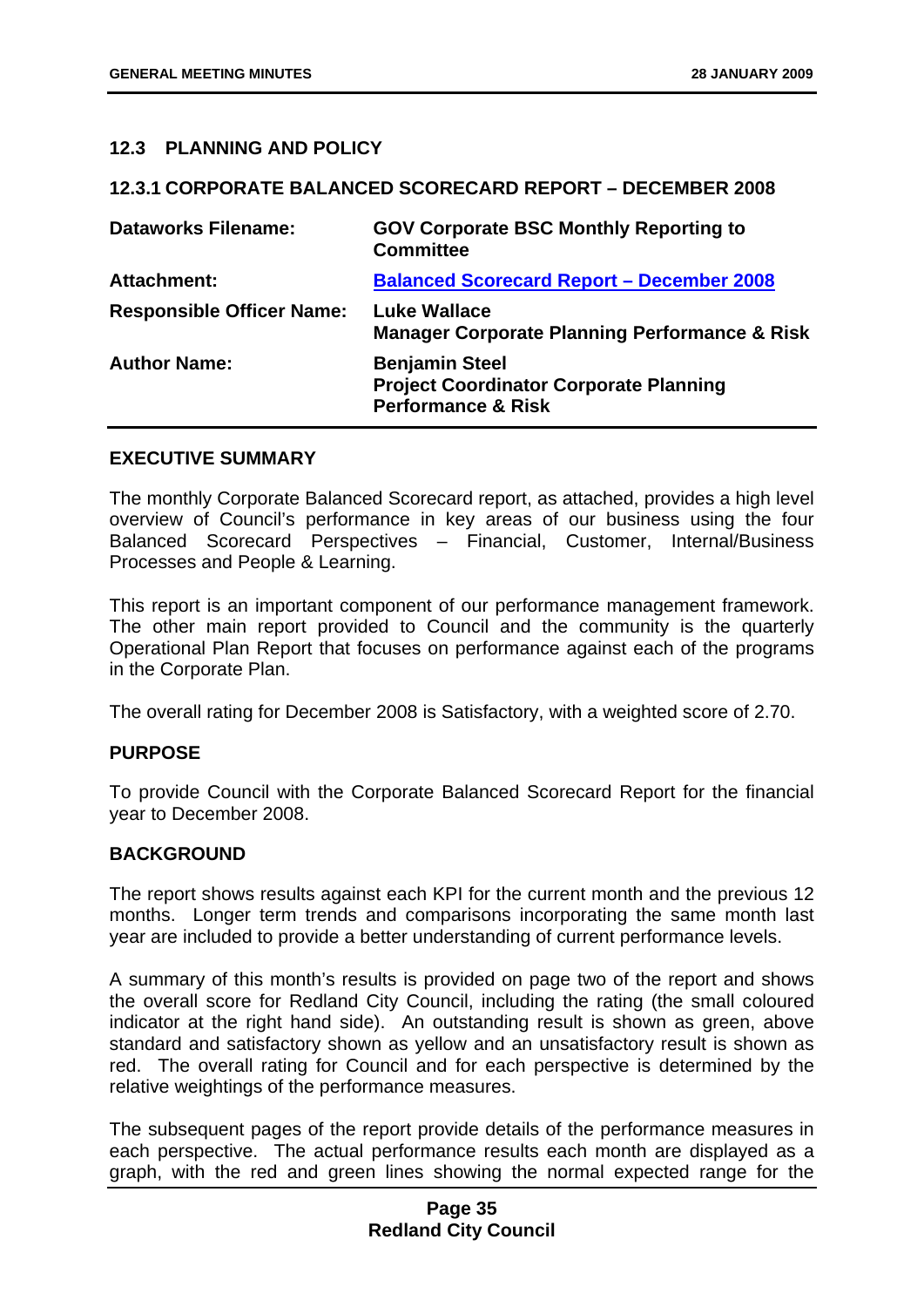## 12.3 PLANNING AND POLICY

### 12.3.1 CORPORATE BALANCED SCORECARD REPORT – DECEMBER 2008

| | |
|---|---|
| **Dataworks Filename:** | **GOV Corporate BSC Monthly Reporting to Committee** |
| **Attachment:** | **Balanced Scorecard Report – December 2008** |
| **Responsible Officer Name:** | **Luke Wallace**<br>**Manager Corporate Planning Performance & Risk** |
| **Author Name:** | **Benjamin Steel**<br>**Project Coordinator Corporate Planning Performance & Risk** |

#### EXECUTIVE SUMMARY

The monthly Corporate Balanced Scorecard report, as attached, provides a high level overview of Council's performance in key areas of our business using the four Balanced Scorecard Perspectives – Financial, Customer, Internal/Business Processes and People & Learning.

This report is an important component of our performance management framework. The other main report provided to Council and the community is the quarterly Operational Plan Report that focuses on performance against each of the programs in the Corporate Plan.

The overall rating for December 2008 is Satisfactory, with a weighted score of 2.70.

#### PURPOSE

To provide Council with the Corporate Balanced Scorecard Report for the financial year to December 2008.

#### BACKGROUND

The report shows results against each KPI for the current month and the previous 12 months. Longer term trends and comparisons incorporating the same month last year are included to provide a better understanding of current performance levels.

A summary of this month's results is provided on page two of the report and shows the overall score for Redland City Council, including the rating (the small coloured indicator at the right hand side). An outstanding result is shown as green, above standard and satisfactory shown as yellow and an unsatisfactory result is shown as red. The overall rating for Council and for each perspective is determined by the relative weightings of the performance measures.

The subsequent pages of the report provide details of the performance measures in each perspective. The actual performance results each month are displayed as a graph, with the red and green lines showing the normal expected range for the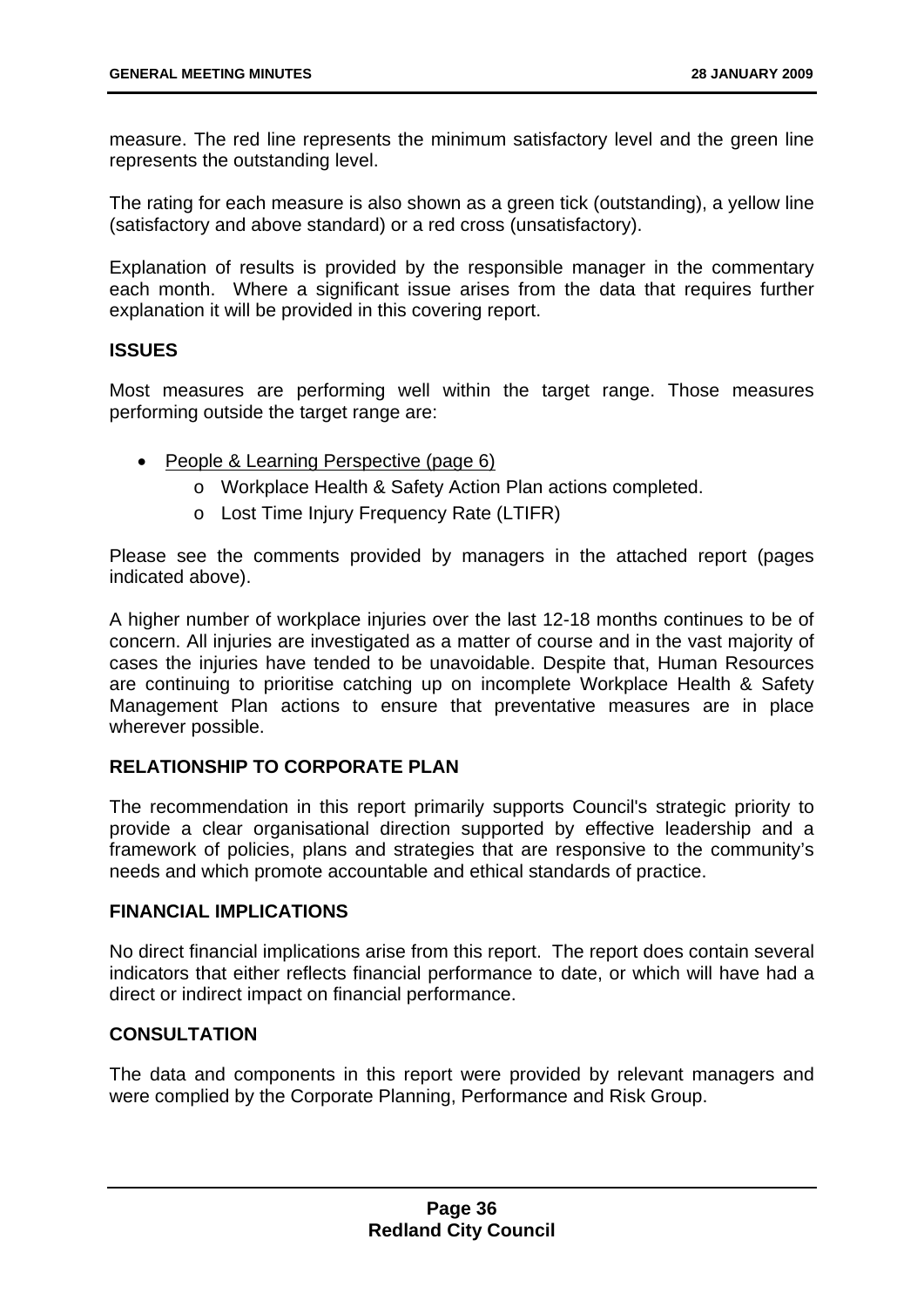measure. The red line represents the minimum satisfactory level and the green line represents the outstanding level.

The rating for each measure is also shown as a green tick (outstanding), a yellow line (satisfactory and above standard) or a red cross (unsatisfactory).

Explanation of results is provided by the responsible manager in the commentary each month. Where a significant issue arises from the data that requires further explanation it will be provided in this covering report.

**ISSUES**

Most measures are performing well within the target range. Those measures performing outside the target range are:

- People & Learning Perspective (page 6)
  - Workplace Health & Safety Action Plan actions completed.
  - Lost Time Injury Frequency Rate (LTIFR)

Please see the comments provided by managers in the attached report (pages indicated above).

A higher number of workplace injuries over the last 12-18 months continues to be of concern. All injuries are investigated as a matter of course and in the vast majority of cases the injuries have tended to be unavoidable. Despite that, Human Resources are continuing to prioritise catching up on incomplete Workplace Health & Safety Management Plan actions to ensure that preventative measures are in place wherever possible.

**RELATIONSHIP TO CORPORATE PLAN**

The recommendation in this report primarily supports Council's strategic priority to provide a clear organisational direction supported by effective leadership and a framework of policies, plans and strategies that are responsive to the community's needs and which promote accountable and ethical standards of practice.

**FINANCIAL IMPLICATIONS**

No direct financial implications arise from this report. The report does contain several indicators that either reflects financial performance to date, or which will have had a direct or indirect impact on financial performance.

**CONSULTATION**

The data and components in this report were provided by relevant managers and were complied by the Corporate Planning, Performance and Risk Group.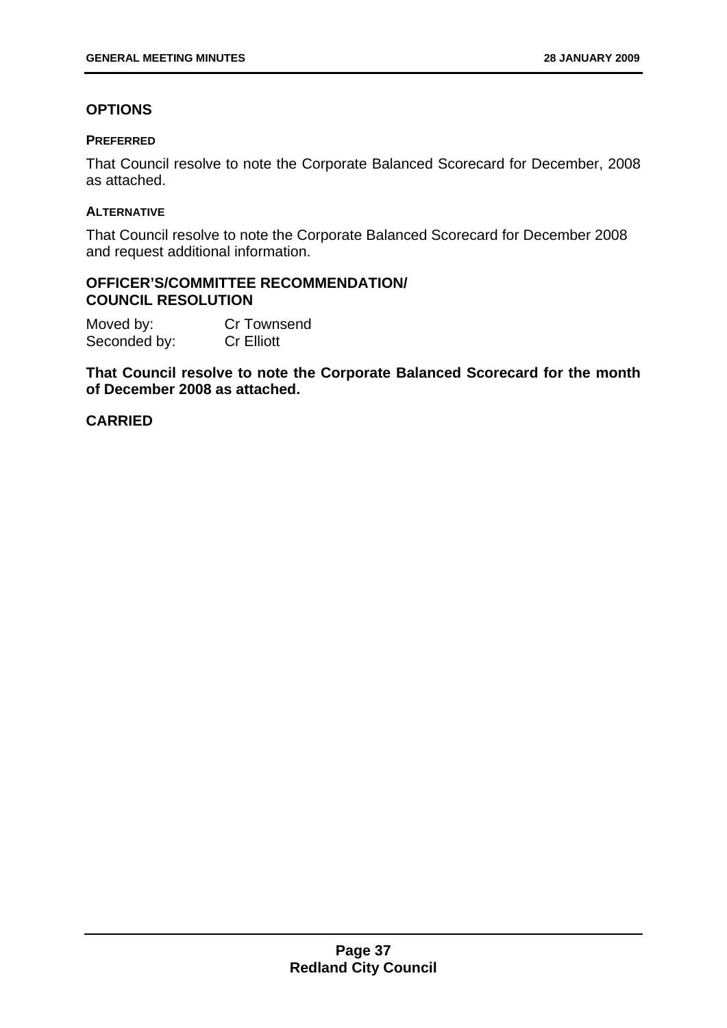## OPTIONS

### PREFERRED

That Council resolve to note the Corporate Balanced Scorecard for December, 2008 as attached.

### ALTERNATIVE

That Council resolve to note the Corporate Balanced Scorecard for December 2008 and request additional information.

## OFFICER'S/COMMITTEE RECOMMENDATION/ COUNCIL RESOLUTION

Moved by: Cr Townsend
Seconded by: Cr Elliott

**That Council resolve to note the Corporate Balanced Scorecard for the month of December 2008 as attached.**

**CARRIED**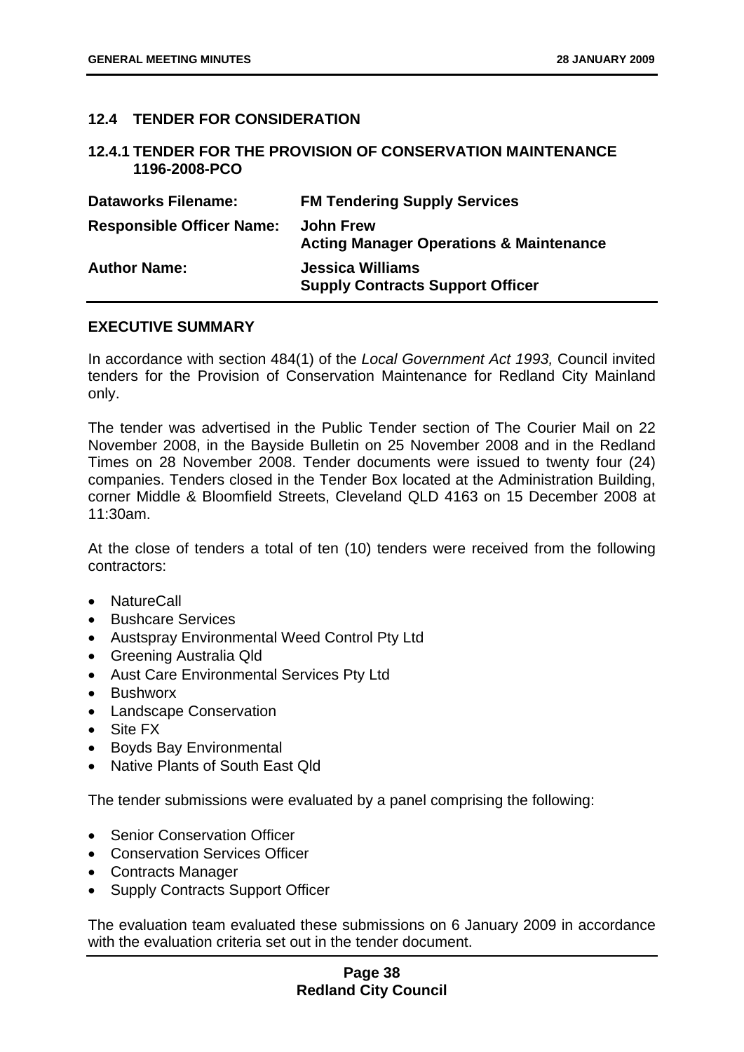## 12.4 TENDER FOR CONSIDERATION

### 12.4.1 TENDER FOR THE PROVISION OF CONSERVATION MAINTENANCE 1196-2008-PCO

| | |
|---|---|
| **Dataworks Filename:** | **FM Tendering Supply Services** |
| **Responsible Officer Name:** | **John Frew**<br>**Acting Manager Operations & Maintenance** |
| **Author Name:** | **Jessica Williams**<br>**Supply Contracts Support Officer** |

**EXECUTIVE SUMMARY**

In accordance with section 484(1) of the *Local Government Act 1993,* Council invited tenders for the Provision of Conservation Maintenance for Redland City Mainland only.

The tender was advertised in the Public Tender section of The Courier Mail on 22 November 2008, in the Bayside Bulletin on 25 November 2008 and in the Redland Times on 28 November 2008. Tender documents were issued to twenty four (24) companies. Tenders closed in the Tender Box located at the Administration Building, corner Middle & Bloomfield Streets, Cleveland QLD 4163 on 15 December 2008 at 11:30am.

At the close of tenders a total of ten (10) tenders were received from the following contractors:

- NatureCall
- Bushcare Services
- Austspray Environmental Weed Control Pty Ltd
- Greening Australia Qld
- Aust Care Environmental Services Pty Ltd
- Bushworx
- Landscape Conservation
- Site FX
- Boyds Bay Environmental
- Native Plants of South East Qld

The tender submissions were evaluated by a panel comprising the following:

- Senior Conservation Officer
- Conservation Services Officer
- Contracts Manager
- Supply Contracts Support Officer

The evaluation team evaluated these submissions on 6 January 2009 in accordance with the evaluation criteria set out in the tender document.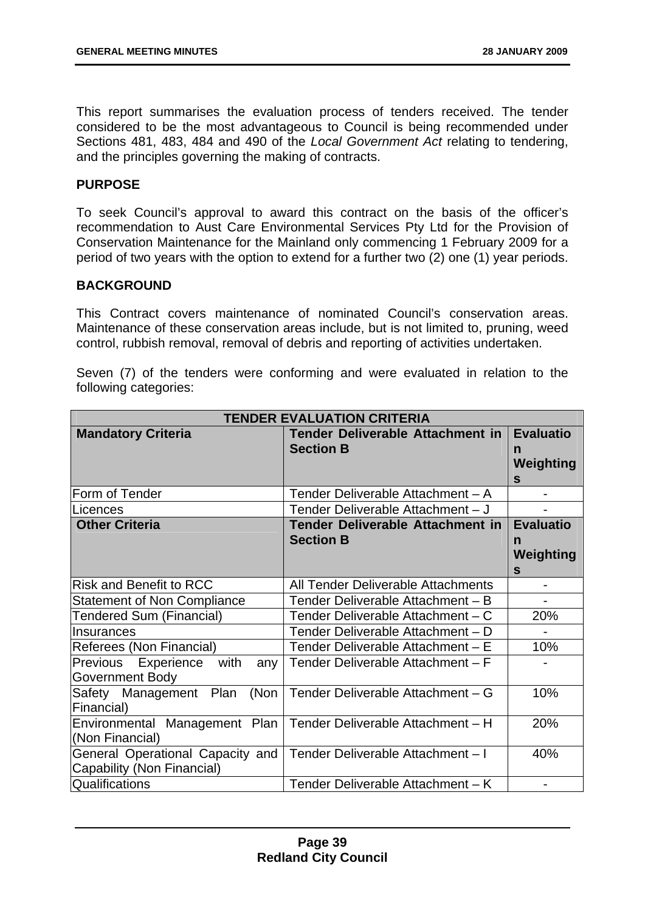This report summarises the evaluation process of tenders received. The tender considered to be the most advantageous to Council is being recommended under Sections 481, 483, 484 and 490 of the *Local Government Act* relating to tendering, and the principles governing the making of contracts.

**PURPOSE**

To seek Council's approval to award this contract on the basis of the officer's recommendation to Aust Care Environmental Services Pty Ltd for the Provision of Conservation Maintenance for the Mainland only commencing 1 February 2009 for a period of two years with the option to extend for a further two (2) one (1) year periods.

**BACKGROUND**

This Contract covers maintenance of nominated Council's conservation areas. Maintenance of these conservation areas include, but is not limited to, pruning, weed control, rubbish removal, removal of debris and reporting of activities undertaken.

Seven (7) of the tenders were conforming and were evaluated in relation to the following categories:

| TENDER EVALUATION CRITERIA | | |
|---|---|---|
| **Mandatory Criteria** | **Tender Deliverable Attachment in Section B** | **Evaluation Weightings** |
| Form of Tender | Tender Deliverable Attachment – A | - |
| Licences | Tender Deliverable Attachment – J | - |
| **Other Criteria** | **Tender Deliverable Attachment in Section B** | **Evaluation Weightings** |
| Risk and Benefit to RCC | All Tender Deliverable Attachments | - |
| Statement of Non Compliance | Tender Deliverable Attachment – B | - |
| Tendered Sum (Financial) | Tender Deliverable Attachment – C | 20% |
| Insurances | Tender Deliverable Attachment – D | - |
| Referees (Non Financial) | Tender Deliverable Attachment – E | 10% |
| Previous Experience with any Government Body | Tender Deliverable Attachment – F | - |
| Safety Management Plan (Non Financial) | Tender Deliverable Attachment – G | 10% |
| Environmental Management Plan (Non Financial) | Tender Deliverable Attachment – H | 20% |
| General Operational Capacity and Capability (Non Financial) | Tender Deliverable Attachment – I | 40% |
| Qualifications | Tender Deliverable Attachment – K | - |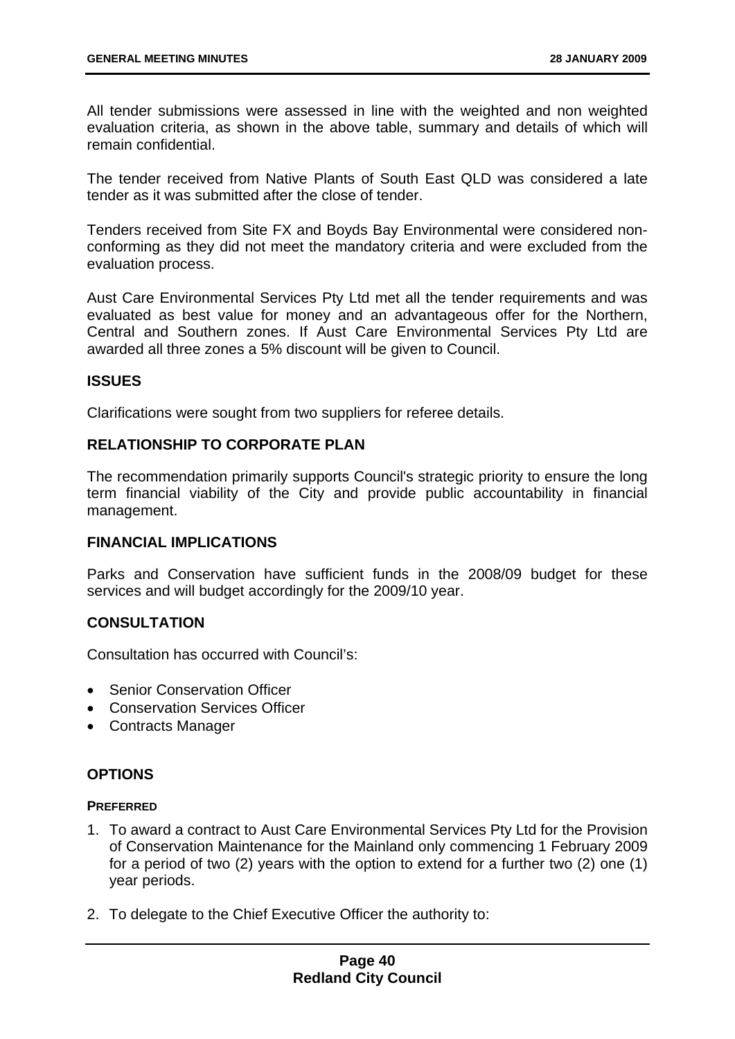All tender submissions were assessed in line with the weighted and non weighted evaluation criteria, as shown in the above table, summary and details of which will remain confidential.

The tender received from Native Plants of South East QLD was considered a late tender as it was submitted after the close of tender.

Tenders received from Site FX and Boyds Bay Environmental were considered non-conforming as they did not meet the mandatory criteria and were excluded from the evaluation process.

Aust Care Environmental Services Pty Ltd met all the tender requirements and was evaluated as best value for money and an advantageous offer for the Northern, Central and Southern zones. If Aust Care Environmental Services Pty Ltd are awarded all three zones a 5% discount will be given to Council.

## ISSUES

Clarifications were sought from two suppliers for referee details.

## RELATIONSHIP TO CORPORATE PLAN

The recommendation primarily supports Council's strategic priority to ensure the long term financial viability of the City and provide public accountability in financial management.

## FINANCIAL IMPLICATIONS

Parks and Conservation have sufficient funds in the 2008/09 budget for these services and will budget accordingly for the 2009/10 year.

## CONSULTATION

Consultation has occurred with Council's:

- Senior Conservation Officer
- Conservation Services Officer
- Contracts Manager

## OPTIONS

**PREFERRED**

1. To award a contract to Aust Care Environmental Services Pty Ltd for the Provision of Conservation Maintenance for the Mainland only commencing 1 February 2009 for a period of two (2) years with the option to extend for a further two (2) one (1) year periods.

2. To delegate to the Chief Executive Officer the authority to: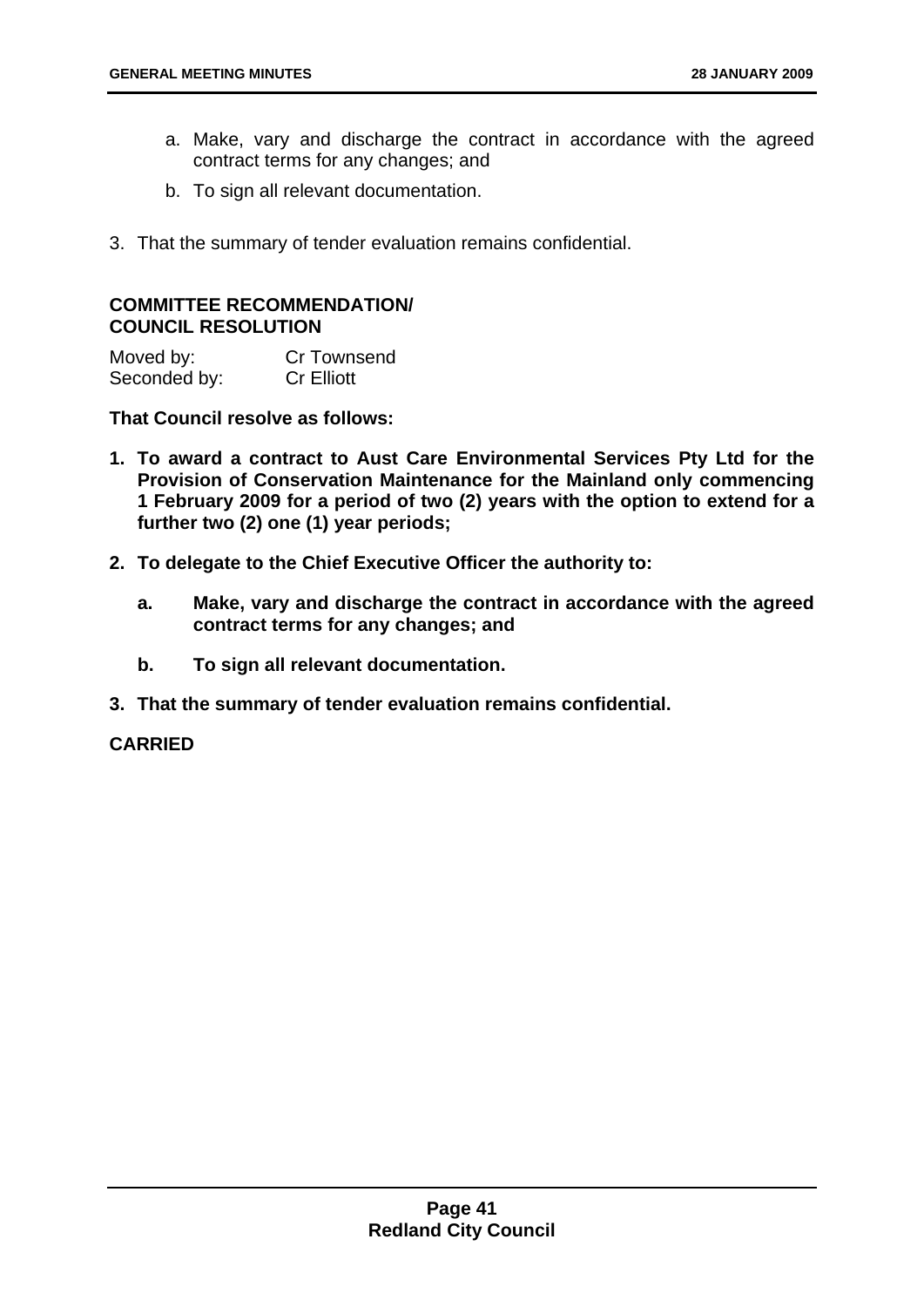a. Make, vary and discharge the contract in accordance with the agreed contract terms for any changes; and

b. To sign all relevant documentation.

3. That the summary of tender evaluation remains confidential.

**COMMITTEE RECOMMENDATION/ COUNCIL RESOLUTION**

| | |
|---|---|
| Moved by: | Cr Townsend |
| Seconded by: | Cr Elliott |

**That Council resolve as follows:**

1. **To award a contract to Aust Care Environmental Services Pty Ltd for the Provision of Conservation Maintenance for the Mainland only commencing 1 February 2009 for a period of two (2) years with the option to extend for a further two (2) one (1) year periods;**

2. **To delegate to the Chief Executive Officer the authority to:**

   a. **Make, vary and discharge the contract in accordance with the agreed contract terms for any changes; and**

   b. **To sign all relevant documentation.**

3. **That the summary of tender evaluation remains confidential.**

**CARRIED**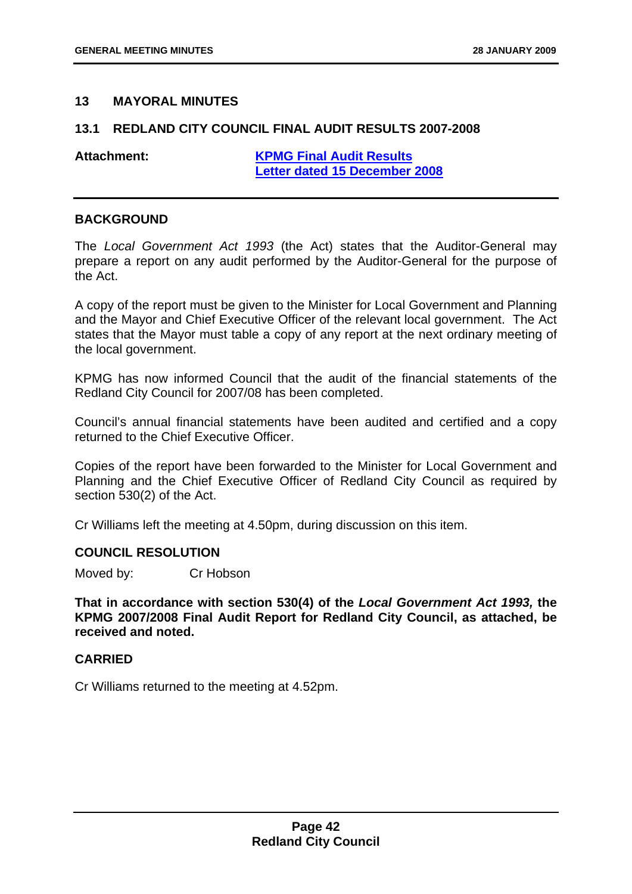## 13 MAYORAL MINUTES

### 13.1 REDLAND CITY COUNCIL FINAL AUDIT RESULTS 2007-2008

**Attachment:** **KPMG Final Audit Results Letter dated 15 December 2008**

---

**BACKGROUND**

The *Local Government Act 1993* (the Act) states that the Auditor-General may prepare a report on any audit performed by the Auditor-General for the purpose of the Act.

A copy of the report must be given to the Minister for Local Government and Planning and the Mayor and Chief Executive Officer of the relevant local government. The Act states that the Mayor must table a copy of any report at the next ordinary meeting of the local government.

KPMG has now informed Council that the audit of the financial statements of the Redland City Council for 2007/08 has been completed.

Council's annual financial statements have been audited and certified and a copy returned to the Chief Executive Officer.

Copies of the report have been forwarded to the Minister for Local Government and Planning and the Chief Executive Officer of Redland City Council as required by section 530(2) of the Act.

Cr Williams left the meeting at 4.50pm, during discussion on this item.

**COUNCIL RESOLUTION**

Moved by: Cr Hobson

**That in accordance with section 530(4) of the *Local Government Act 1993,* the KPMG 2007/2008 Final Audit Report for Redland City Council, as attached, be received and noted.**

**CARRIED**

Cr Williams returned to the meeting at 4.52pm.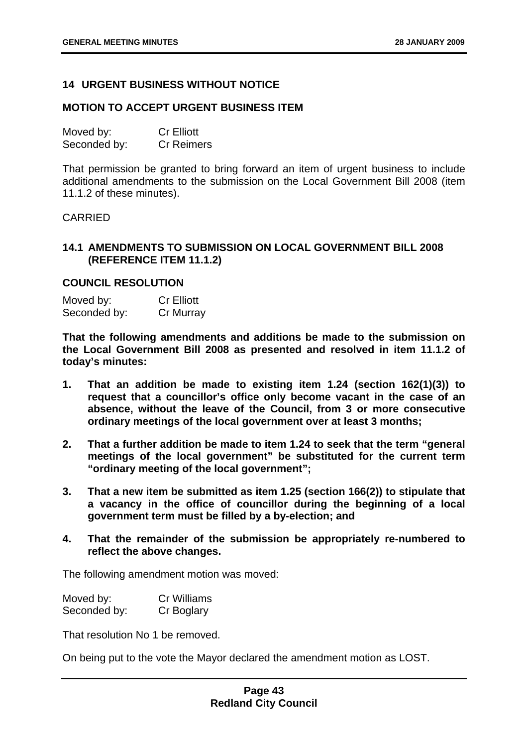## 14 URGENT BUSINESS WITHOUT NOTICE

### MOTION TO ACCEPT URGENT BUSINESS ITEM

Moved by: Cr Elliott
Seconded by: Cr Reimers

That permission be granted to bring forward an item of urgent business to include additional amendments to the submission on the Local Government Bill 2008 (item 11.1.2 of these minutes).

CARRIED

### 14.1 AMENDMENTS TO SUBMISSION ON LOCAL GOVERNMENT BILL 2008 (REFERENCE ITEM 11.1.2)

### COUNCIL RESOLUTION

Moved by: Cr Elliott
Seconded by: Cr Murray

**That the following amendments and additions be made to the submission on the Local Government Bill 2008 as presented and resolved in item 11.1.2 of today's minutes:**

1. **That an addition be made to existing item 1.24 (section 162(1)(3)) to request that a councillor's office only become vacant in the case of an absence, without the leave of the Council, from 3 or more consecutive ordinary meetings of the local government over at least 3 months;**

2. **That a further addition be made to item 1.24 to seek that the term "general meetings of the local government" be substituted for the current term "ordinary meeting of the local government";**

3. **That a new item be submitted as item 1.25 (section 166(2)) to stipulate that a vacancy in the office of councillor during the beginning of a local government term must be filled by a by-election; and**

4. **That the remainder of the submission be appropriately re-numbered to reflect the above changes.**

The following amendment motion was moved:

Moved by: Cr Williams
Seconded by: Cr Boglary

That resolution No 1 be removed.

On being put to the vote the Mayor declared the amendment motion as LOST.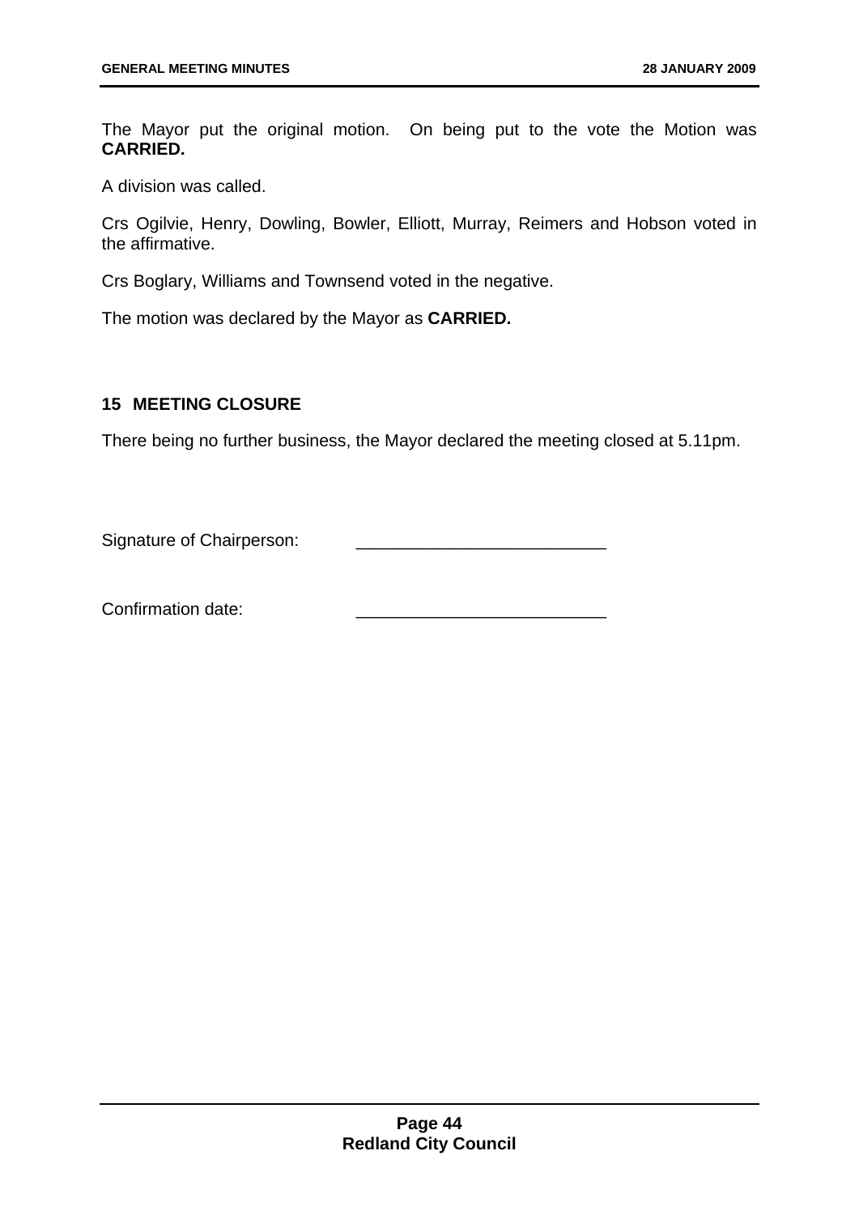The Mayor put the original motion. On being put to the vote the Motion was **CARRIED.**

A division was called.

Crs Ogilvie, Henry, Dowling, Bowler, Elliott, Murray, Reimers and Hobson voted in the affirmative.

Crs Boglary, Williams and Townsend voted in the negative.

The motion was declared by the Mayor as **CARRIED.**

## 15 MEETING CLOSURE

There being no further business, the Mayor declared the meeting closed at 5.11pm.

Signature of Chairperson: __________________________

Confirmation date: __________________________